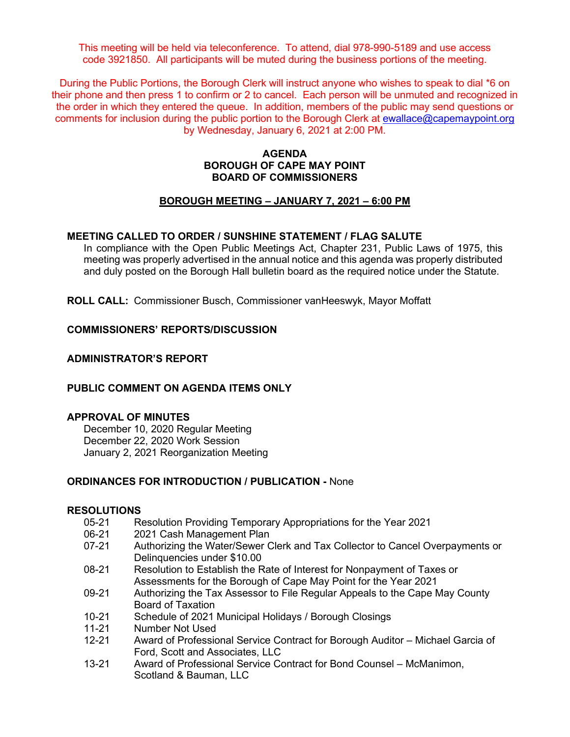This meeting will be held via teleconference. To attend, dial 978-990-5189 and use access code 3921850. All participants will be muted during the business portions of the meeting.

During the Public Portions, the Borough Clerk will instruct anyone who wishes to speak to dial *6 on their phone and then press 1 to confirm or 2 to cancel. Each person will be unmuted and recognized in the order in which they entered the queue. In addition, members of the public may send questions or comments for inclusion during the public portion to the Borough Clerk at ewallace@capemaypoint.org by Wednesday, January 6, 2021 at 2:00 PM.

**AGENDA**
**BOROUGH OF CAPE MAY POINT**
**BOARD OF COMMISSIONERS**

**BOROUGH MEETING – JANUARY 7, 2021 – 6:00 PM**

**MEETING CALLED TO ORDER / SUNSHINE STATEMENT / FLAG SALUTE**

In compliance with the Open Public Meetings Act, Chapter 231, Public Laws of 1975, this meeting was properly advertised in the annual notice and this agenda was properly distributed and duly posted on the Borough Hall bulletin board as the required notice under the Statute.

**ROLL CALL:** Commissioner Busch, Commissioner vanHeeswyk, Mayor Moffatt

**COMMISSIONERS' REPORTS/DISCUSSION**

**ADMINISTRATOR'S REPORT**

**PUBLIC COMMENT ON AGENDA ITEMS ONLY**

**APPROVAL OF MINUTES**

December 10, 2020 Regular Meeting
December 22, 2020 Work Session
January 2, 2021 Reorganization Meeting

**ORDINANCES FOR INTRODUCTION / PUBLICATION -** None

**RESOLUTIONS**

- 05-21 Resolution Providing Temporary Appropriations for the Year 2021
- 06-21 2021 Cash Management Plan
- 07-21 Authorizing the Water/Sewer Clerk and Tax Collector to Cancel Overpayments or Delinquencies under $10.00
- 08-21 Resolution to Establish the Rate of Interest for Nonpayment of Taxes or Assessments for the Borough of Cape May Point for the Year 2021
- 09-21 Authorizing the Tax Assessor to File Regular Appeals to the Cape May County Board of Taxation
- 10-21 Schedule of 2021 Municipal Holidays / Borough Closings
- 11-21 Number Not Used
- 12-21 Award of Professional Service Contract for Borough Auditor – Michael Garcia of Ford, Scott and Associates, LLC
- 13-21 Award of Professional Service Contract for Bond Counsel – McManimon, Scotland & Bauman, LLC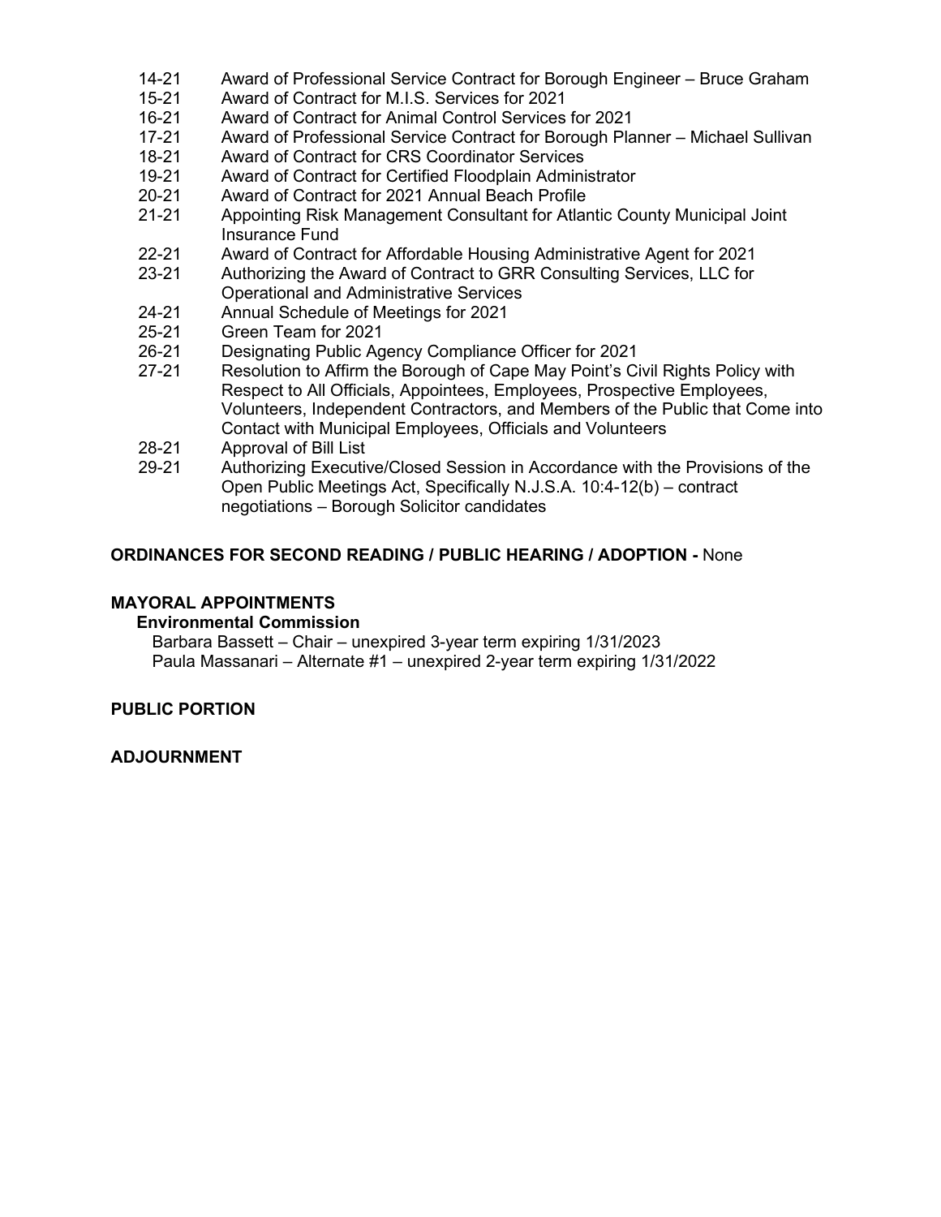- 14-21 Award of Professional Service Contract for Borough Engineer – Bruce Graham
- 15-21 Award of Contract for M.I.S. Services for 2021
- 16-21 Award of Contract for Animal Control Services for 2021
- 17-21 Award of Professional Service Contract for Borough Planner – Michael Sullivan
- 18-21 Award of Contract for CRS Coordinator Services
- 19-21 Award of Contract for Certified Floodplain Administrator
- 20-21 Award of Contract for 2021 Annual Beach Profile
- 21-21 Appointing Risk Management Consultant for Atlantic County Municipal Joint Insurance Fund
- 22-21 Award of Contract for Affordable Housing Administrative Agent for 2021
- 23-21 Authorizing the Award of Contract to GRR Consulting Services, LLC for Operational and Administrative Services
- 24-21 Annual Schedule of Meetings for 2021
- 25-21 Green Team for 2021
- 26-21 Designating Public Agency Compliance Officer for 2021
- 27-21 Resolution to Affirm the Borough of Cape May Point's Civil Rights Policy with Respect to All Officials, Appointees, Employees, Prospective Employees, Volunteers, Independent Contractors, and Members of the Public that Come into Contact with Municipal Employees, Officials and Volunteers
- 28-21 Approval of Bill List
- 29-21 Authorizing Executive/Closed Session in Accordance with the Provisions of the Open Public Meetings Act, Specifically N.J.S.A. 10:4-12(b) – contract negotiations – Borough Solicitor candidates

**ORDINANCES FOR SECOND READING / PUBLIC HEARING / ADOPTION -** None

**MAYORAL APPOINTMENTS**

**Environmental Commission**

Barbara Bassett – Chair – unexpired 3-year term expiring 1/31/2023

Paula Massanari – Alternate #1 – unexpired 2-year term expiring 1/31/2022

**PUBLIC PORTION**

**ADJOURNMENT**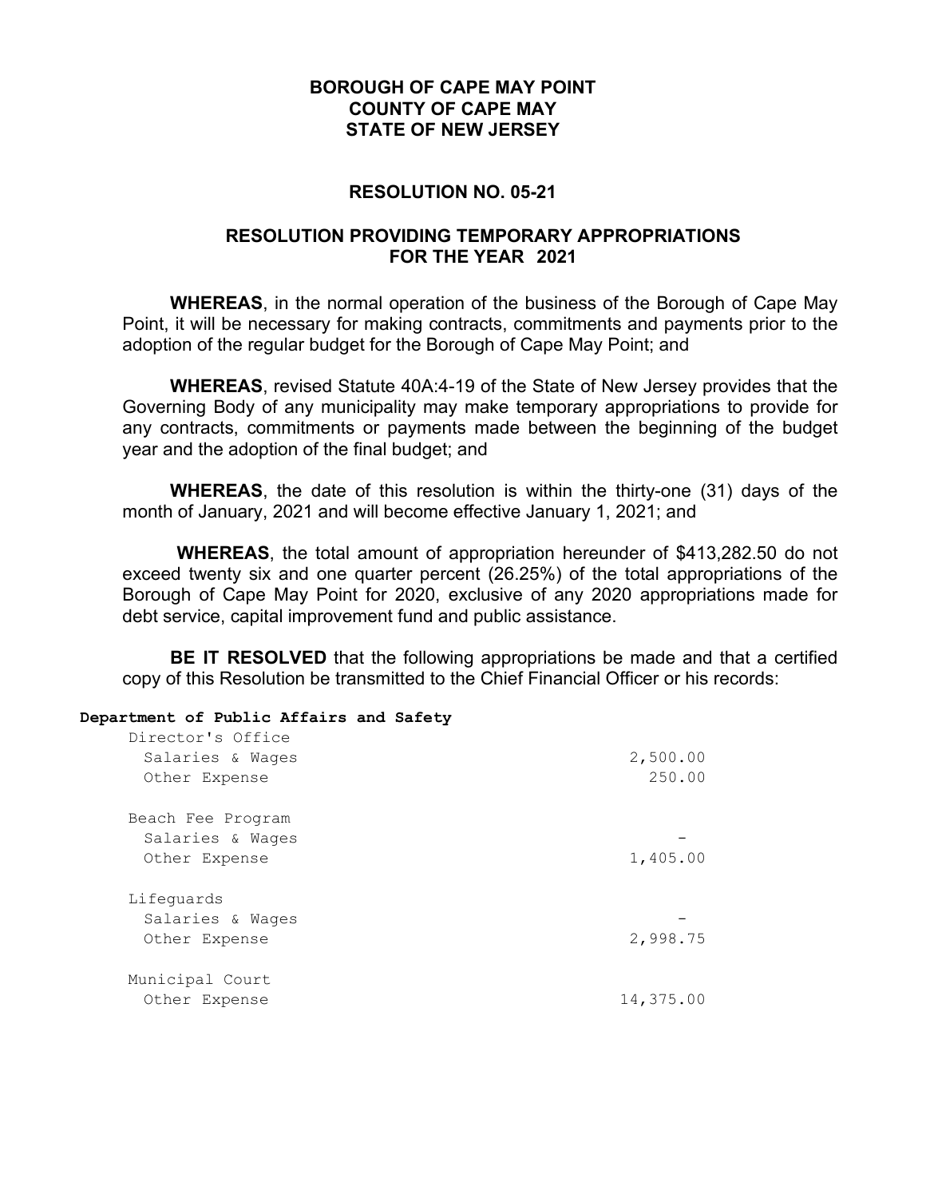**BOROUGH OF CAPE MAY POINT**
**COUNTY OF CAPE MAY**
**STATE OF NEW JERSEY**

**RESOLUTION NO. 05-21**

**RESOLUTION PROVIDING TEMPORARY APPROPRIATIONS FOR THE YEAR 2021**

**WHEREAS**, in the normal operation of the business of the Borough of Cape May Point, it will be necessary for making contracts, commitments and payments prior to the adoption of the regular budget for the Borough of Cape May Point; and

**WHEREAS**, revised Statute 40A:4-19 of the State of New Jersey provides that the Governing Body of any municipality may make temporary appropriations to provide for any contracts, commitments or payments made between the beginning of the budget year and the adoption of the final budget; and

**WHEREAS**, the date of this resolution is within the thirty-one (31) days of the month of January, 2021 and will become effective January 1, 2021; and

**WHEREAS**, the total amount of appropriation hereunder of $413,282.50 do not exceed twenty six and one quarter percent (26.25%) of the total appropriations of the Borough of Cape May Point for 2020, exclusive of any 2020 appropriations made for debt service, capital improvement fund and public assistance.

**BE IT RESOLVED** that the following appropriations be made and that a certified copy of this Resolution be transmitted to the Chief Financial Officer or his records:

**Department of Public Affairs and Safety**

| | |
|---|---|
| Director's Office | |
| Salaries & Wages | 2,500.00 |
| Other Expense | 250.00 |
| | |
| Beach Fee Program | |
| Salaries & Wages | - |
| Other Expense | 1,405.00 |
| | |
| Lifeguards | |
| Salaries & Wages | - |
| Other Expense | 2,998.75 |
| | |
| Municipal Court | |
| Other Expense | 14,375.00 |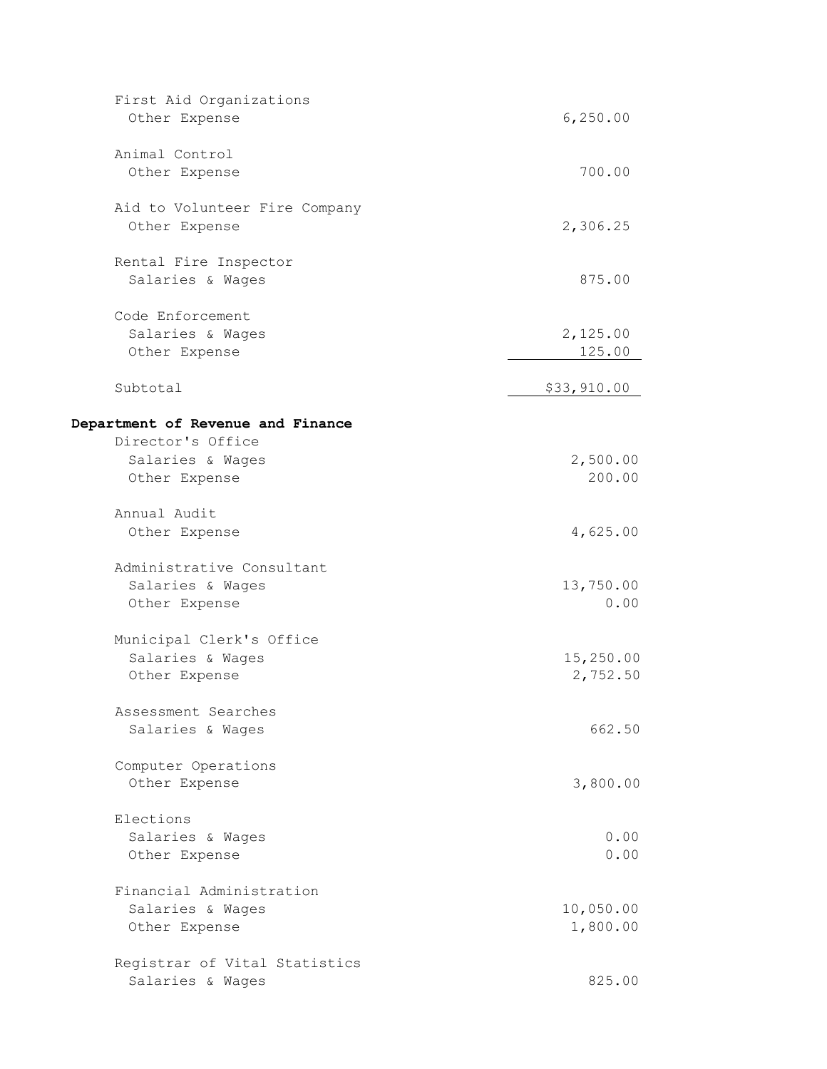| | |
|---|---|
| First Aid Organizations | |
| Other Expense | 6,250.00 |
| Animal Control | |
| Other Expense | 700.00 |
| Aid to Volunteer Fire Company | |
| Other Expense | 2,306.25 |
| Rental Fire Inspector | |
| Salaries & Wages | 875.00 |
| Code Enforcement | |
| Salaries & Wages | 2,125.00 |
| Other Expense | 125.00 |
| Subtotal | $33,910.00 |

**Department of Revenue and Finance**

| | |
|---|---|
| Director's Office | |
| Salaries & Wages | 2,500.00 |
| Other Expense | 200.00 |
| Annual Audit | |
| Other Expense | 4,625.00 |
| Administrative Consultant | |
| Salaries & Wages | 13,750.00 |
| Other Expense | 0.00 |
| Municipal Clerk's Office | |
| Salaries & Wages | 15,250.00 |
| Other Expense | 2,752.50 |
| Assessment Searches | |
| Salaries & Wages | 662.50 |
| Computer Operations | |
| Other Expense | 3,800.00 |
| Elections | |
| Salaries & Wages | 0.00 |
| Other Expense | 0.00 |
| Financial Administration | |
| Salaries & Wages | 10,050.00 |
| Other Expense | 1,800.00 |
| Registrar of Vital Statistics | |
| Salaries & Wages | 825.00 |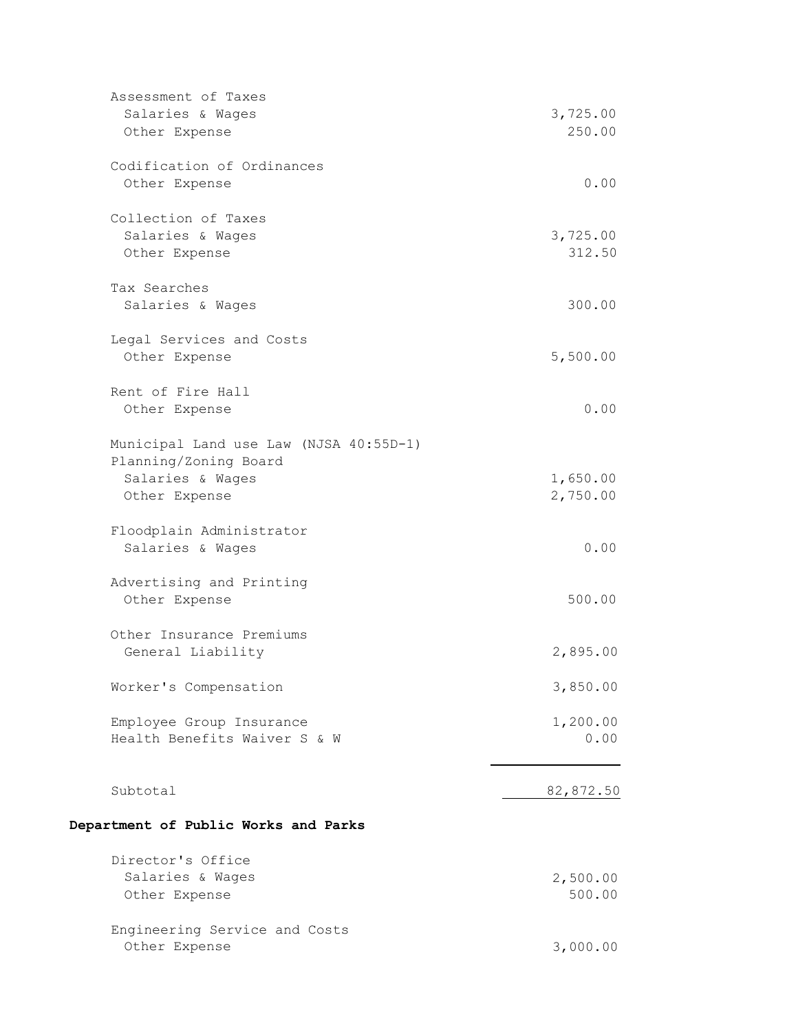| | |
|---|---:|
| Assessment of Taxes | |
| Salaries & Wages | 3,725.00 |
| Other Expense | 250.00 |
| Codification of Ordinances | |
| Other Expense | 0.00 |
| Collection of Taxes | |
| Salaries & Wages | 3,725.00 |
| Other Expense | 312.50 |
| Tax Searches | |
| Salaries & Wages | 300.00 |
| Legal Services and Costs | |
| Other Expense | 5,500.00 |
| Rent of Fire Hall | |
| Other Expense | 0.00 |
| Municipal Land use Law (NJSA 40:55D-1) | |
| Planning/Zoning Board | |
| Salaries & Wages | 1,650.00 |
| Other Expense | 2,750.00 |
| Floodplain Administrator | |
| Salaries & Wages | 0.00 |
| Advertising and Printing | |
| Other Expense | 500.00 |
| Other Insurance Premiums | |
| General Liability | 2,895.00 |
| Worker's Compensation | 3,850.00 |
| Employee Group Insurance | 1,200.00 |
| Health Benefits Waiver S & W | 0.00 |
| Subtotal | 82,872.50 |

**Department of Public Works and Parks**

| | |
|---|---:|
| Director's Office | |
| Salaries & Wages | 2,500.00 |
| Other Expense | 500.00 |
| Engineering Service and Costs | |
| Other Expense | 3,000.00 |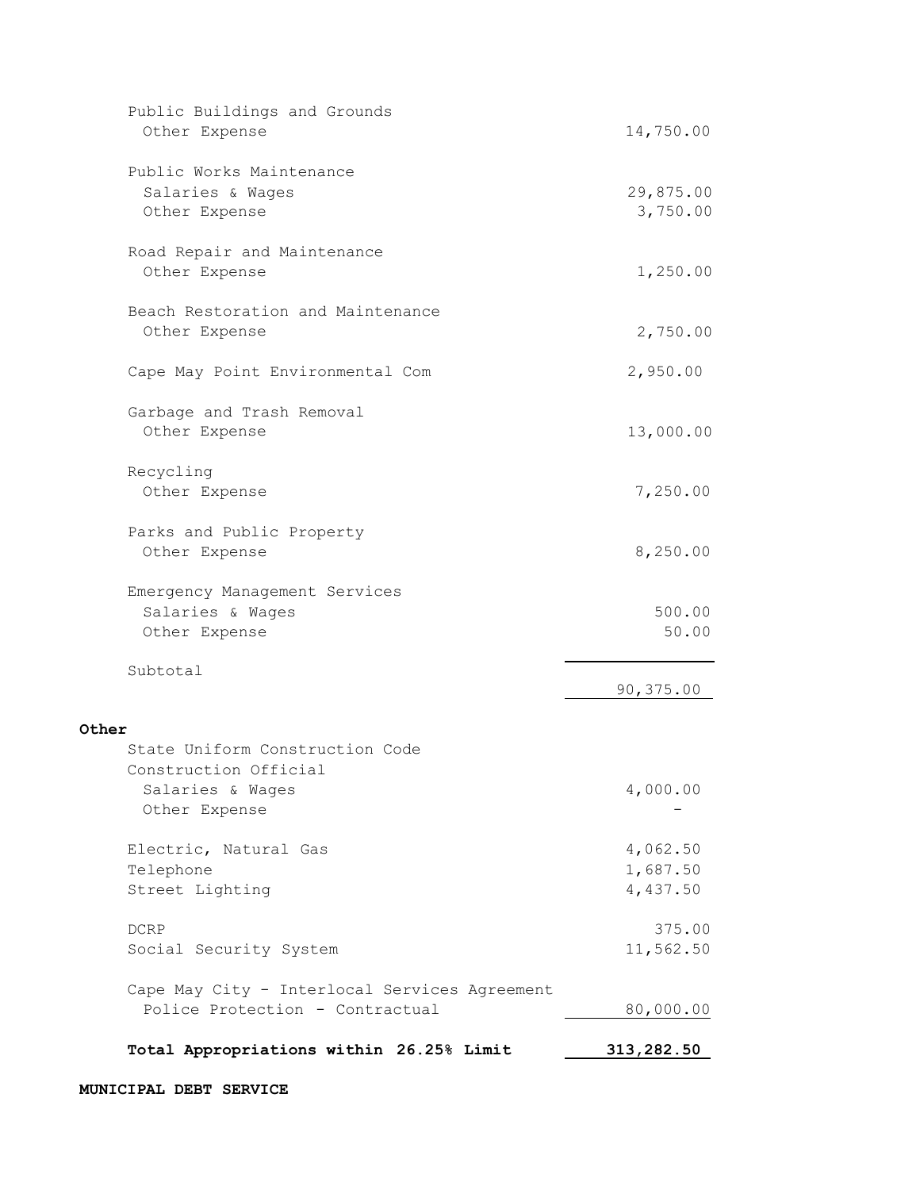| | |
|---|---|
| Public Buildings and Grounds | |
| Other Expense | 14,750.00 |
| Public Works Maintenance | |
| Salaries & Wages | 29,875.00 |
| Other Expense | 3,750.00 |
| Road Repair and Maintenance | |
| Other Expense | 1,250.00 |
| Beach Restoration and Maintenance | |
| Other Expense | 2,750.00 |
| Cape May Point Environmental Com | 2,950.00 |
| Garbage and Trash Removal | |
| Other Expense | 13,000.00 |
| Recycling | |
| Other Expense | 7,250.00 |
| Parks and Public Property | |
| Other Expense | 8,250.00 |
| Emergency Management Services | |
| Salaries & Wages | 500.00 |
| Other Expense | 50.00 |
| Subtotal | 90,375.00 |

**Other**

| | |
|---|---|
| State Uniform Construction Code | |
| Construction Official | |
| Salaries & Wages | 4,000.00 |
| Other Expense | - |
| Electric, Natural Gas | 4,062.50 |
| Telephone | 1,687.50 |
| Street Lighting | 4,437.50 |
| DCRP | 375.00 |
| Social Security System | 11,562.50 |
| Cape May City - Interlocal Services Agreement | |
| Police Protection - Contractual | 80,000.00 |
| **Total Appropriations within 26.25% Limit** | **313,282.50** |

**MUNICIPAL DEBT SERVICE**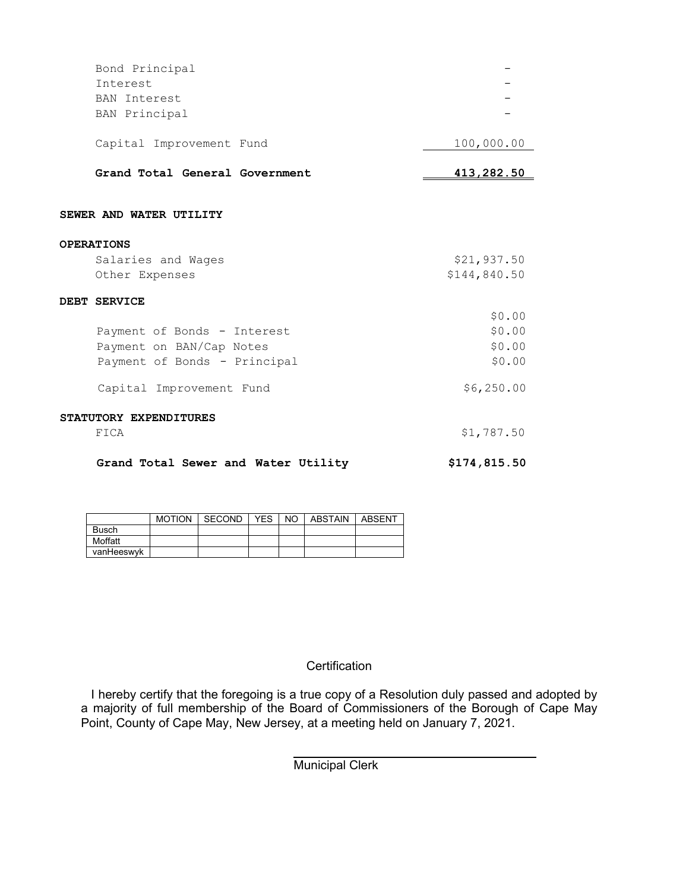| | |
|---|---|
| Bond Principal | - |
| Interest | - |
| BAN Interest | - |
| BAN Principal | - |
| Capital Improvement Fund | 100,000.00 |
| **Grand Total General Government** | **413,282.50** |

**SEWER AND WATER UTILITY**

| | |
|---|---|
| **OPERATIONS** | |
| Salaries and Wages | $21,937.50 |
| Other Expenses | $144,840.50 |
| **DEBT SERVICE** | |
| | $0.00 |
| Payment of Bonds - Interest | $0.00 |
| Payment on BAN/Cap Notes | $0.00 |
| Payment of Bonds - Principal | $0.00 |
| Capital Improvement Fund | $6,250.00 |
| **STATUTORY EXPENDITURES** | |
| FICA | $1,787.50 |
| **Grand Total Sewer and Water Utility** | **$174,815.50** |

| | MOTION | SECOND | YES | NO | ABSTAIN | ABSENT |
|---|---|---|---|---|---|---|
| Busch | | | | | | |
| Moffatt | | | | | | |
| vanHeeswyk | | | | | | |

Certification

I hereby certify that the foregoing is a true copy of a Resolution duly passed and adopted by a majority of full membership of the Board of Commissioners of the Borough of Cape May Point, County of Cape May, New Jersey, at a meeting held on January 7, 2021.

Municipal Clerk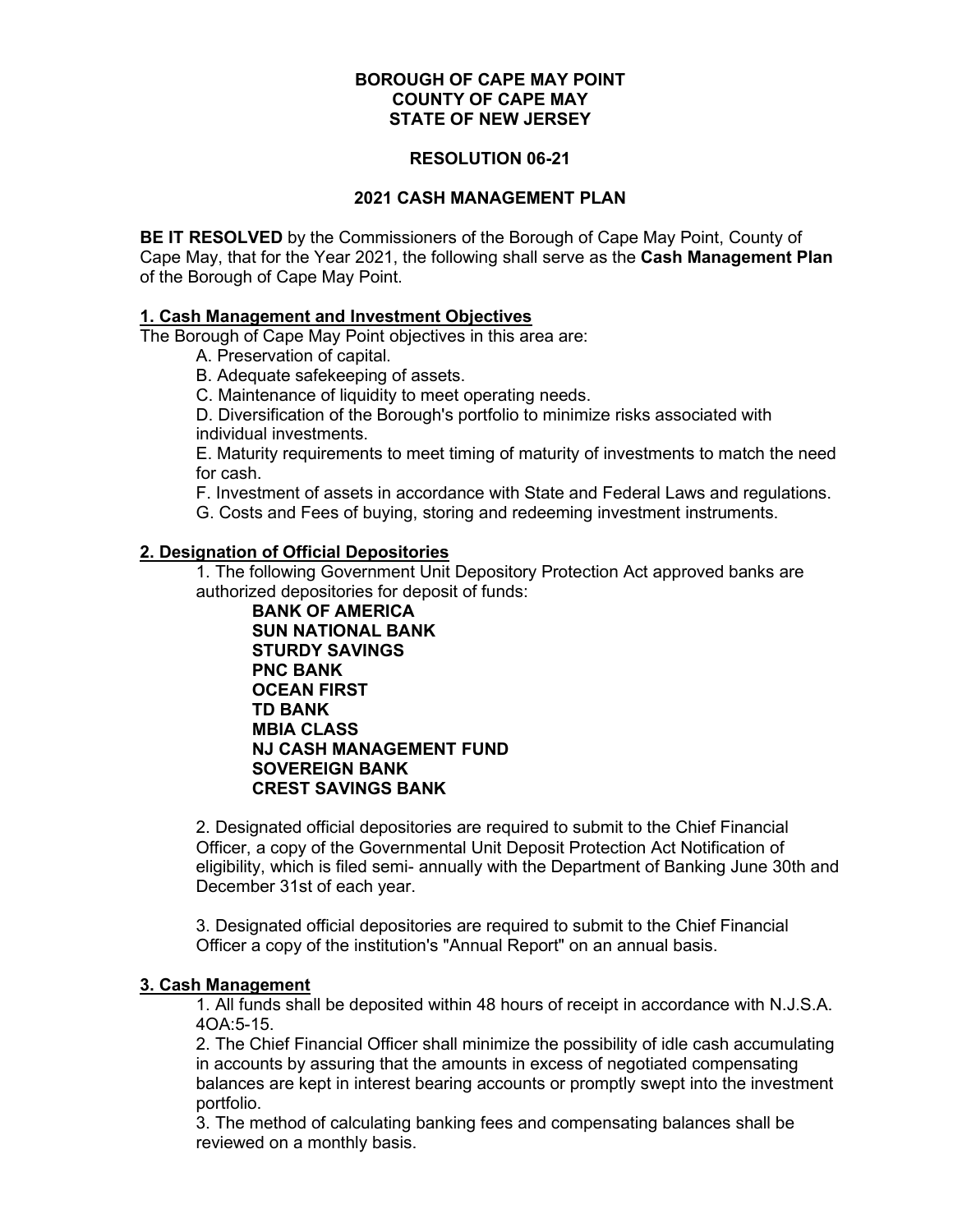**BOROUGH OF CAPE MAY POINT**
**COUNTY OF CAPE MAY**
**STATE OF NEW JERSEY**

**RESOLUTION 06-21**

**2021 CASH MANAGEMENT PLAN**

**BE IT RESOLVED** by the Commissioners of the Borough of Cape May Point, County of Cape May, that for the Year 2021, the following shall serve as the **Cash Management Plan** of the Borough of Cape May Point.

**1. Cash Management and Investment Objectives**

The Borough of Cape May Point objectives in this area are:

A. Preservation of capital.
B. Adequate safekeeping of assets.
C. Maintenance of liquidity to meet operating needs.
D. Diversification of the Borough's portfolio to minimize risks associated with individual investments.
E. Maturity requirements to meet timing of maturity of investments to match the need for cash.
F. Investment of assets in accordance with State and Federal Laws and regulations.
G. Costs and Fees of buying, storing and redeeming investment instruments.

**2. Designation of Official Depositories**

1. The following Government Unit Depository Protection Act approved banks are authorized depositories for deposit of funds:

**BANK OF AMERICA**
**SUN NATIONAL BANK**
**STURDY SAVINGS**
**PNC BANK**
**OCEAN FIRST**
**TD BANK**
**MBIA CLASS**
**NJ CASH MANAGEMENT FUND**
**SOVEREIGN BANK**
**CREST SAVINGS BANK**

2. Designated official depositories are required to submit to the Chief Financial Officer, a copy of the Governmental Unit Deposit Protection Act Notification of eligibility, which is filed semi- annually with the Department of Banking June 30th and December 31st of each year.

3. Designated official depositories are required to submit to the Chief Financial Officer a copy of the institution's "Annual Report" on an annual basis.

**3. Cash Management**

1. All funds shall be deposited within 48 hours of receipt in accordance with N.J.S.A. 4OA:5-15.
2. The Chief Financial Officer shall minimize the possibility of idle cash accumulating in accounts by assuring that the amounts in excess of negotiated compensating balances are kept in interest bearing accounts or promptly swept into the investment portfolio.
3. The method of calculating banking fees and compensating balances shall be reviewed on a monthly basis.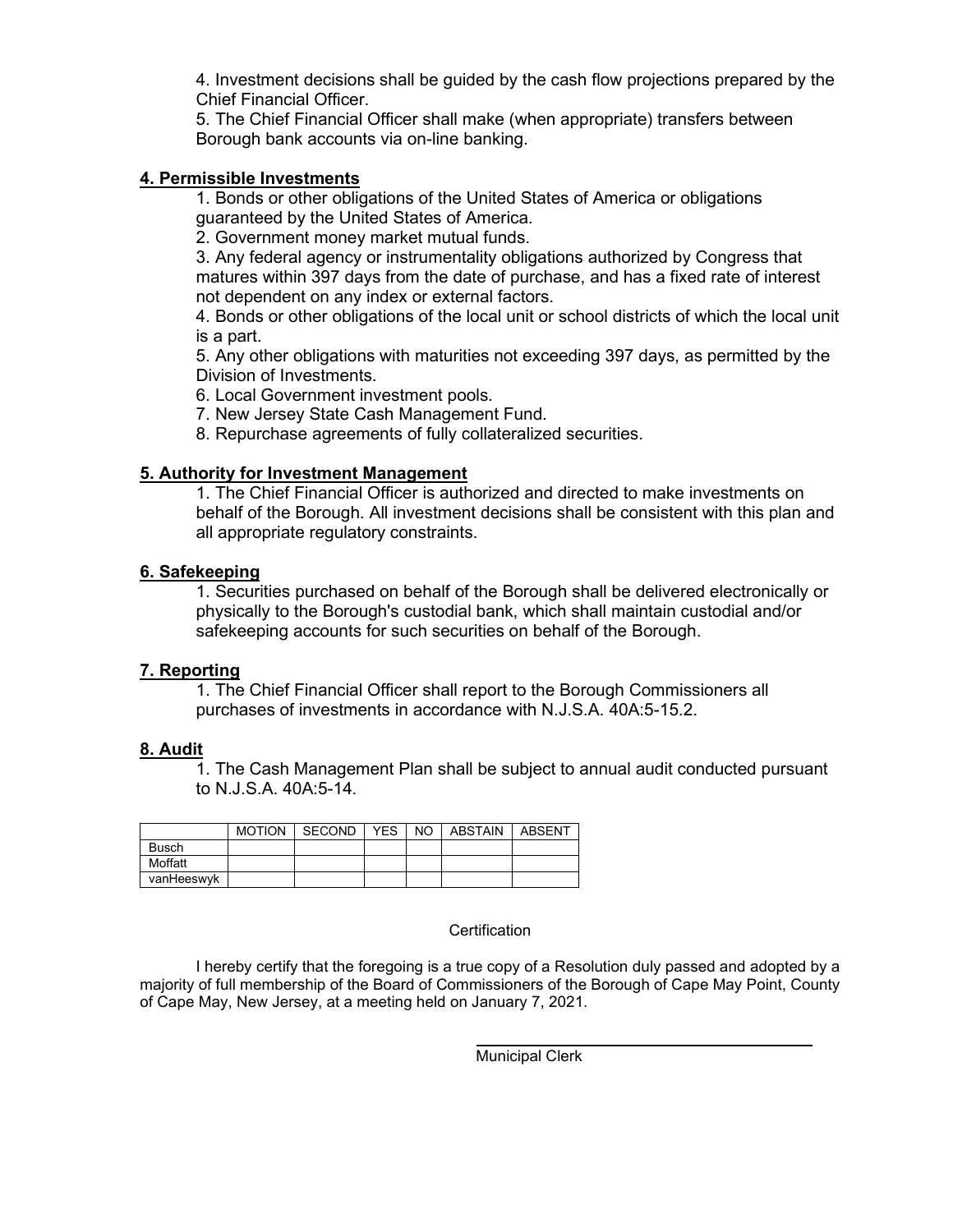4. Investment decisions shall be guided by the cash flow projections prepared by the Chief Financial Officer.
5. The Chief Financial Officer shall make (when appropriate) transfers between Borough bank accounts via on-line banking.

## 4. Permissible Investments

1. Bonds or other obligations of the United States of America or obligations guaranteed by the United States of America.
2. Government money market mutual funds.
3. Any federal agency or instrumentality obligations authorized by Congress that matures within 397 days from the date of purchase, and has a fixed rate of interest not dependent on any index or external factors.
4. Bonds or other obligations of the local unit or school districts of which the local unit is a part.
5. Any other obligations with maturities not exceeding 397 days, as permitted by the Division of Investments.
6. Local Government investment pools.
7. New Jersey State Cash Management Fund.
8. Repurchase agreements of fully collateralized securities.

## 5. Authority for Investment Management

1. The Chief Financial Officer is authorized and directed to make investments on behalf of the Borough. All investment decisions shall be consistent with this plan and all appropriate regulatory constraints.

## 6. Safekeeping

1. Securities purchased on behalf of the Borough shall be delivered electronically or physically to the Borough's custodial bank, which shall maintain custodial and/or safekeeping accounts for such securities on behalf of the Borough.

## 7. Reporting

1. The Chief Financial Officer shall report to the Borough Commissioners all purchases of investments in accordance with N.J.S.A. 40A:5-15.2.

## 8. Audit

1. The Cash Management Plan shall be subject to annual audit conducted pursuant to N.J.S.A. 40A:5-14.

| | MOTION | SECOND | YES | NO | ABSTAIN | ABSENT |
|---|---|---|---|---|---|---|
| Busch | | | | | | |
| Moffatt | | | | | | |
| vanHeeswyk | | | | | | |

Certification

I hereby certify that the foregoing is a true copy of a Resolution duly passed and adopted by a majority of full membership of the Board of Commissioners of the Borough of Cape May Point, County of Cape May, New Jersey, at a meeting held on January 7, 2021.

Municipal Clerk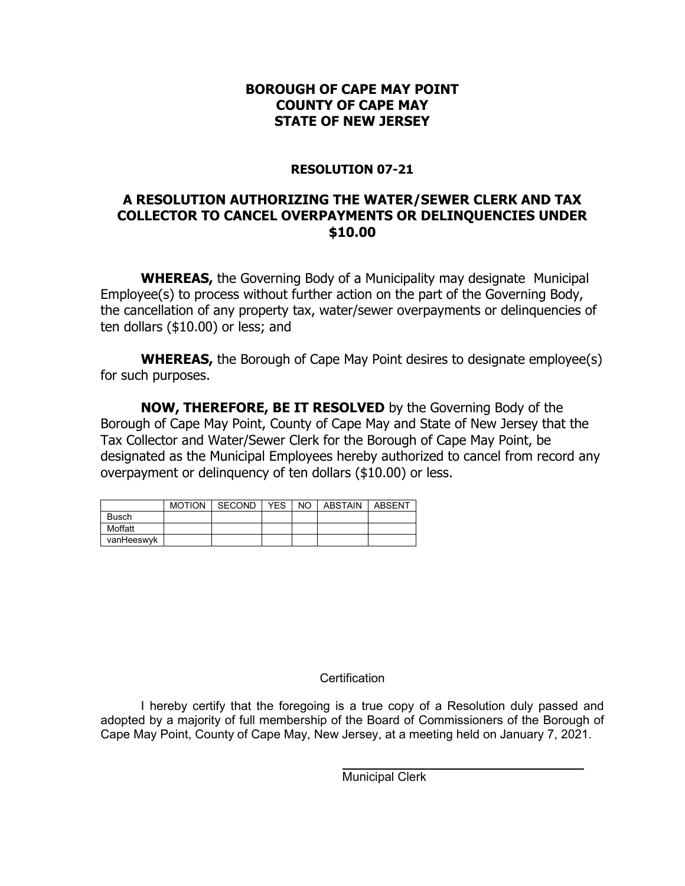**BOROUGH OF CAPE MAY POINT**
**COUNTY OF CAPE MAY**
**STATE OF NEW JERSEY**

**RESOLUTION 07-21**

**A RESOLUTION AUTHORIZING THE WATER/SEWER CLERK AND TAX COLLECTOR TO CANCEL OVERPAYMENTS OR DELINQUENCIES UNDER $10.00**

**WHEREAS,** the Governing Body of a Municipality may designate Municipal Employee(s) to process without further action on the part of the Governing Body, the cancellation of any property tax, water/sewer overpayments or delinquencies of ten dollars ($10.00) or less; and

**WHEREAS,** the Borough of Cape May Point desires to designate employee(s) for such purposes.

**NOW, THEREFORE, BE IT RESOLVED** by the Governing Body of the Borough of Cape May Point, County of Cape May and State of New Jersey that the Tax Collector and Water/Sewer Clerk for the Borough of Cape May Point, be designated as the Municipal Employees hereby authorized to cancel from record any overpayment or delinquency of ten dollars ($10.00) or less.

| | MOTION | SECOND | YES | NO | ABSTAIN | ABSENT |
|---|---|---|---|---|---|---|
| Busch | | | | | | |
| Moffatt | | | | | | |
| vanHeeswyk | | | | | | |

Certification

I hereby certify that the foregoing is a true copy of a Resolution duly passed and adopted by a majority of full membership of the Board of Commissioners of the Borough of Cape May Point, County of Cape May, New Jersey, at a meeting held on January 7, 2021.

\_\_\_\_\_\_\_\_\_\_\_\_\_\_\_\_\_\_\_\_\_\_\_\_\_\_\_\_\_\_\_\_\_\_\_\_
Municipal Clerk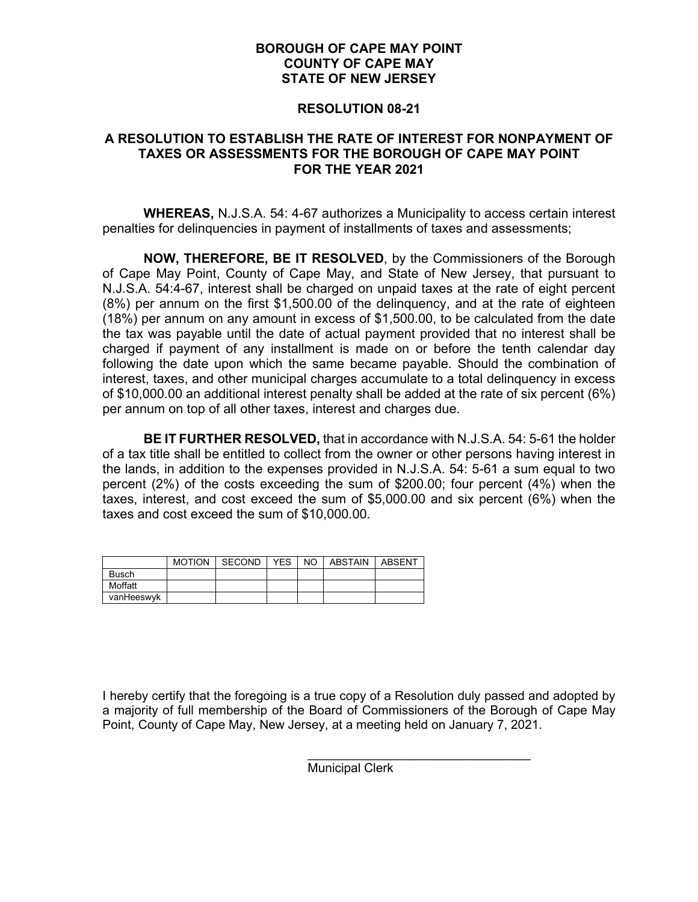**BOROUGH OF CAPE MAY POINT**
**COUNTY OF CAPE MAY**
**STATE OF NEW JERSEY**

**RESOLUTION 08-21**

**A RESOLUTION TO ESTABLISH THE RATE OF INTEREST FOR NONPAYMENT OF TAXES OR ASSESSMENTS FOR THE BOROUGH OF CAPE MAY POINT FOR THE YEAR 2021**

**WHEREAS,** N.J.S.A. 54: 4-67 authorizes a Municipality to access certain interest penalties for delinquencies in payment of installments of taxes and assessments;

**NOW, THEREFORE, BE IT RESOLVED**, by the Commissioners of the Borough of Cape May Point, County of Cape May, and State of New Jersey, that pursuant to N.J.S.A. 54:4-67, interest shall be charged on unpaid taxes at the rate of eight percent (8%) per annum on the first $1,500.00 of the delinquency, and at the rate of eighteen (18%) per annum on any amount in excess of $1,500.00, to be calculated from the date the tax was payable until the date of actual payment provided that no interest shall be charged if payment of any installment is made on or before the tenth calendar day following the date upon which the same became payable. Should the combination of interest, taxes, and other municipal charges accumulate to a total delinquency in excess of $10,000.00 an additional interest penalty shall be added at the rate of six percent (6%) per annum on top of all other taxes, interest and charges due.

**BE IT FURTHER RESOLVED,** that in accordance with N.J.S.A. 54: 5-61 the holder of a tax title shall be entitled to collect from the owner or other persons having interest in the lands, in addition to the expenses provided in N.J.S.A. 54: 5-61 a sum equal to two percent (2%) of the costs exceeding the sum of $200.00; four percent (4%) when the taxes, interest, and cost exceed the sum of $5,000.00 and six percent (6%) when the taxes and cost exceed the sum of $10,000.00.

| | MOTION | SECOND | YES | NO | ABSTAIN | ABSENT |
|---|---|---|---|---|---|---|
| Busch | | | | | | |
| Moffatt | | | | | | |
| vanHeeswyk | | | | | | |

I hereby certify that the foregoing is a true copy of a Resolution duly passed and adopted by a majority of full membership of the Board of Commissioners of the Borough of Cape May Point, County of Cape May, New Jersey, at a meeting held on January 7, 2021.

\_\_\_\_\_\_\_\_\_\_\_\_\_\_\_\_\_\_\_\_\_\_\_\_\_\_\_\_\_\_\_\_
Municipal Clerk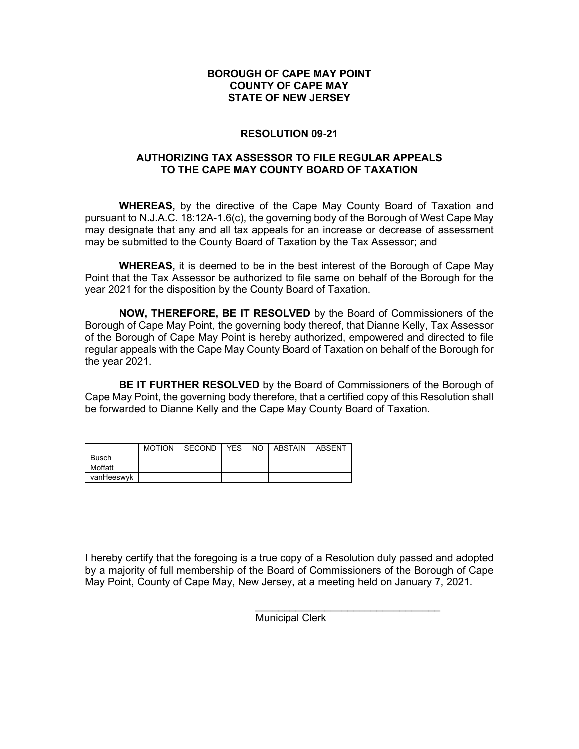**BOROUGH OF CAPE MAY POINT**
**COUNTY OF CAPE MAY**
**STATE OF NEW JERSEY**

**RESOLUTION 09-21**

**AUTHORIZING TAX ASSESSOR TO FILE REGULAR APPEALS TO THE CAPE MAY COUNTY BOARD OF TAXATION**

**WHEREAS,** by the directive of the Cape May County Board of Taxation and pursuant to N.J.A.C. 18:12A-1.6(c), the governing body of the Borough of West Cape May may designate that any and all tax appeals for an increase or decrease of assessment may be submitted to the County Board of Taxation by the Tax Assessor; and

**WHEREAS,** it is deemed to be in the best interest of the Borough of Cape May Point that the Tax Assessor be authorized to file same on behalf of the Borough for the year 2021 for the disposition by the County Board of Taxation.

**NOW, THEREFORE, BE IT RESOLVED** by the Board of Commissioners of the Borough of Cape May Point, the governing body thereof, that Dianne Kelly, Tax Assessor of the Borough of Cape May Point is hereby authorized, empowered and directed to file regular appeals with the Cape May County Board of Taxation on behalf of the Borough for the year 2021.

**BE IT FURTHER RESOLVED** by the Board of Commissioners of the Borough of Cape May Point, the governing body therefore, that a certified copy of this Resolution shall be forwarded to Dianne Kelly and the Cape May County Board of Taxation.

| | MOTION | SECOND | YES | NO | ABSTAIN | ABSENT |
|---|---|---|---|---|---|---|
| Busch | | | | | | |
| Moffatt | | | | | | |
| vanHeeswyk | | | | | | |

I hereby certify that the foregoing is a true copy of a Resolution duly passed and adopted by a majority of full membership of the Board of Commissioners of the Borough of Cape May Point, County of Cape May, New Jersey, at a meeting held on January 7, 2021.

\_\_\_\_\_\_\_\_\_\_\_\_\_\_\_\_\_\_\_\_\_\_\_\_\_\_\_\_\_\_\_\_
Municipal Clerk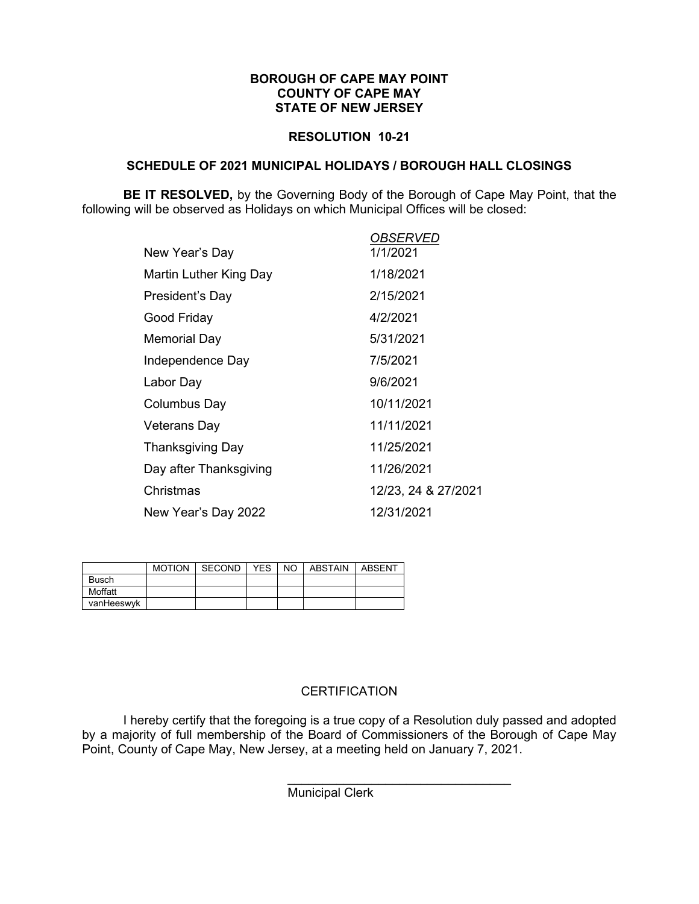**BOROUGH OF CAPE MAY POINT**
**COUNTY OF CAPE MAY**
**STATE OF NEW JERSEY**

**RESOLUTION 10-21**

**SCHEDULE OF 2021 MUNICIPAL HOLIDAYS / BOROUGH HALL CLOSINGS**

**BE IT RESOLVED,** by the Governing Body of the Borough of Cape May Point, that the following will be observed as Holidays on which Municipal Offices will be closed:

| | *OBSERVED* |
|---|---|
| New Year's Day | 1/1/2021 |
| Martin Luther King Day | 1/18/2021 |
| President's Day | 2/15/2021 |
| Good Friday | 4/2/2021 |
| Memorial Day | 5/31/2021 |
| Independence Day | 7/5/2021 |
| Labor Day | 9/6/2021 |
| Columbus Day | 10/11/2021 |
| Veterans Day | 11/11/2021 |
| Thanksgiving Day | 11/25/2021 |
| Day after Thanksgiving | 11/26/2021 |
| Christmas | 12/23, 24 & 27/2021 |
| New Year's Day 2022 | 12/31/2021 |

| | MOTION | SECOND | YES | NO | ABSTAIN | ABSENT |
|---|---|---|---|---|---|---|
| Busch | | | | | | |
| Moffatt | | | | | | |
| vanHeeswyk | | | | | | |

CERTIFICATION

I hereby certify that the foregoing is a true copy of a Resolution duly passed and adopted by a majority of full membership of the Board of Commissioners of the Borough of Cape May Point, County of Cape May, New Jersey, at a meeting held on January 7, 2021.

\_\_\_\_\_\_\_\_\_\_\_\_\_\_\_\_\_\_\_\_\_\_\_\_\_\_\_\_\_\_\_\_
Municipal Clerk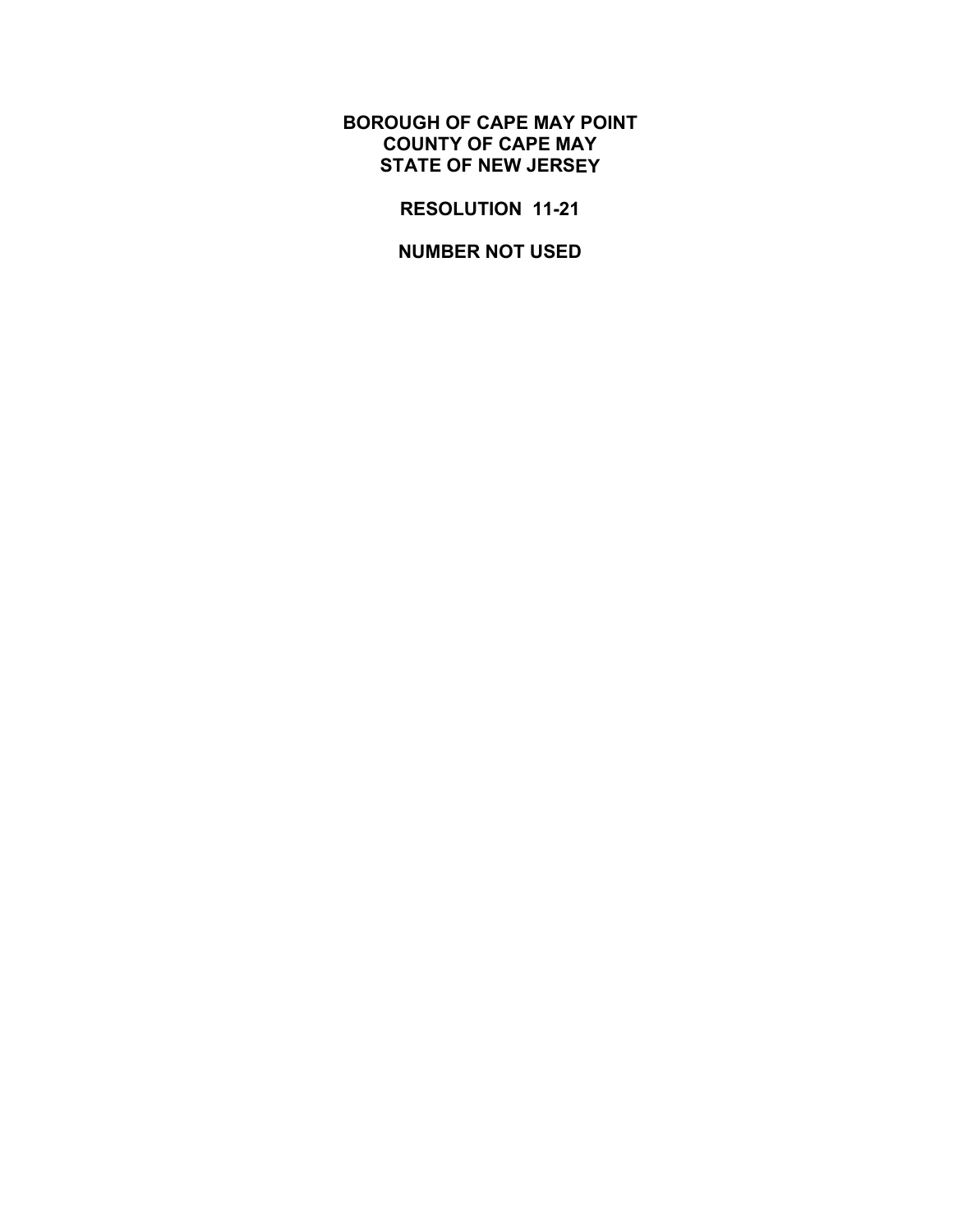**BOROUGH OF CAPE MAY POINT**
**COUNTY OF CAPE MAY**
**STATE OF NEW JERSEY**

**RESOLUTION 11-21**

**NUMBER NOT USED**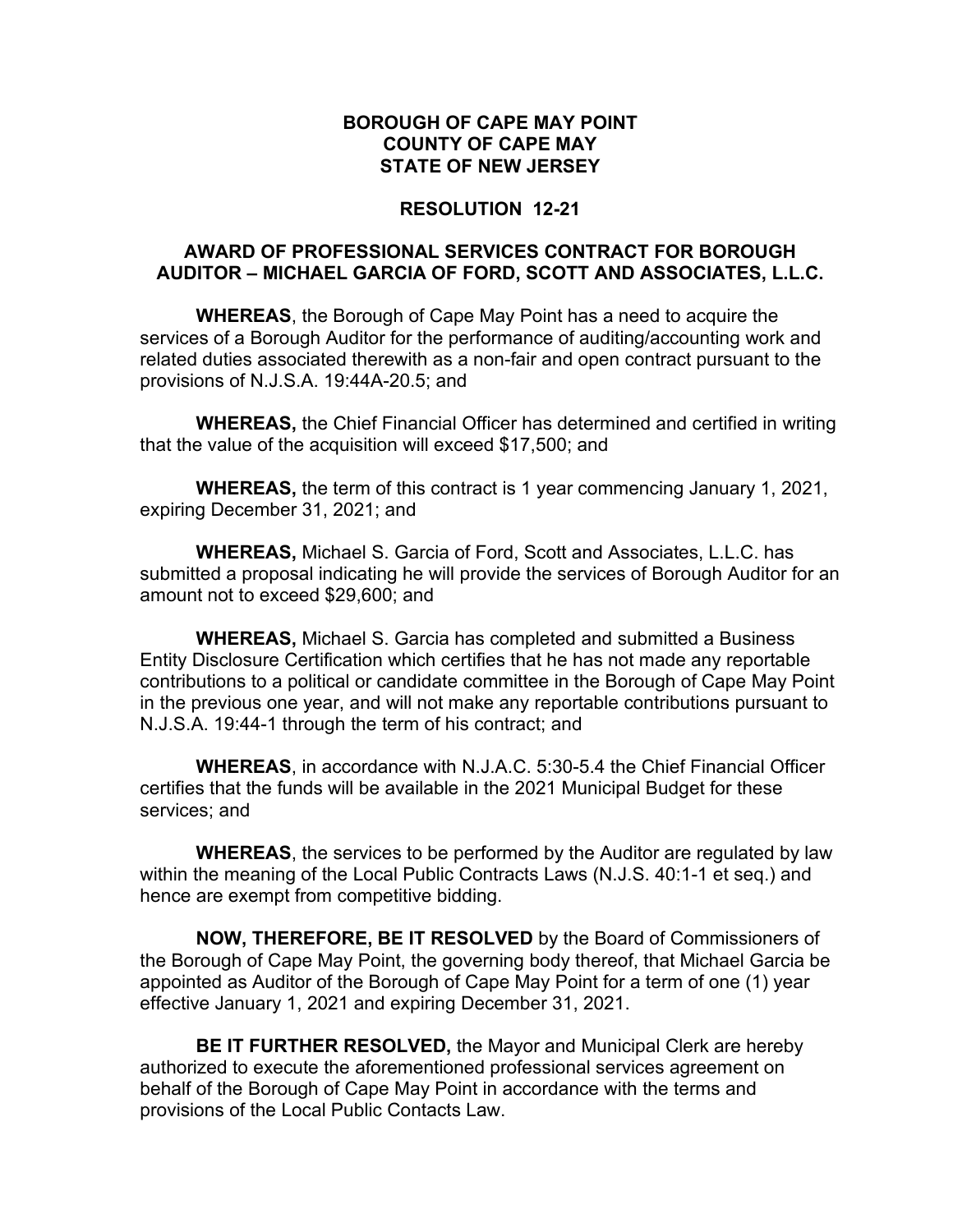**BOROUGH OF CAPE MAY POINT**
**COUNTY OF CAPE MAY**
**STATE OF NEW JERSEY**

**RESOLUTION 12-21**

**AWARD OF PROFESSIONAL SERVICES CONTRACT FOR BOROUGH AUDITOR – MICHAEL GARCIA OF FORD, SCOTT AND ASSOCIATES, L.L.C.**

**WHEREAS**, the Borough of Cape May Point has a need to acquire the services of a Borough Auditor for the performance of auditing/accounting work and related duties associated therewith as a non-fair and open contract pursuant to the provisions of N.J.S.A. 19:44A-20.5; and

**WHEREAS,** the Chief Financial Officer has determined and certified in writing that the value of the acquisition will exceed $17,500; and

**WHEREAS,** the term of this contract is 1 year commencing January 1, 2021, expiring December 31, 2021; and

**WHEREAS,** Michael S. Garcia of Ford, Scott and Associates, L.L.C. has submitted a proposal indicating he will provide the services of Borough Auditor for an amount not to exceed $29,600; and

**WHEREAS,** Michael S. Garcia has completed and submitted a Business Entity Disclosure Certification which certifies that he has not made any reportable contributions to a political or candidate committee in the Borough of Cape May Point in the previous one year, and will not make any reportable contributions pursuant to N.J.S.A. 19:44-1 through the term of his contract; and

**WHEREAS**, in accordance with N.J.A.C. 5:30-5.4 the Chief Financial Officer certifies that the funds will be available in the 2021 Municipal Budget for these services; and

**WHEREAS**, the services to be performed by the Auditor are regulated by law within the meaning of the Local Public Contracts Laws (N.J.S. 40:1-1 et seq.) and hence are exempt from competitive bidding.

**NOW, THEREFORE, BE IT RESOLVED** by the Board of Commissioners of the Borough of Cape May Point, the governing body thereof, that Michael Garcia be appointed as Auditor of the Borough of Cape May Point for a term of one (1) year effective January 1, 2021 and expiring December 31, 2021.

**BE IT FURTHER RESOLVED,** the Mayor and Municipal Clerk are hereby authorized to execute the aforementioned professional services agreement on behalf of the Borough of Cape May Point in accordance with the terms and provisions of the Local Public Contacts Law.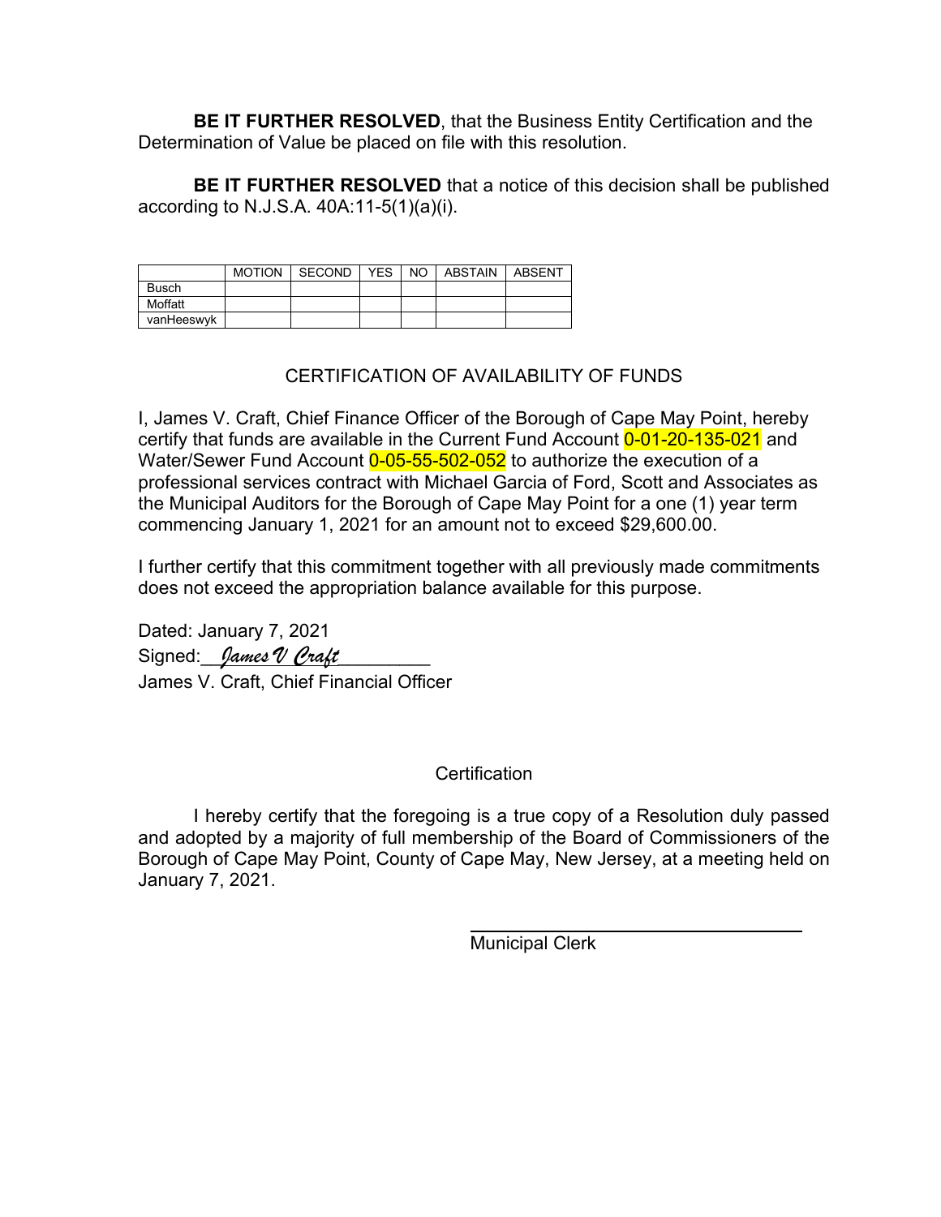**BE IT FURTHER RESOLVED**, that the Business Entity Certification and the Determination of Value be placed on file with this resolution.

**BE IT FURTHER RESOLVED** that a notice of this decision shall be published according to N.J.S.A. 40A:11-5(1)(a)(i).

| | MOTION | SECOND | YES | NO | ABSTAIN | ABSENT |
|---|---|---|---|---|---|---|
| Busch | | | | | | |
| Moffatt | | | | | | |
| vanHeeswyk | | | | | | |

CERTIFICATION OF AVAILABILITY OF FUNDS

I, James V. Craft, Chief Finance Officer of the Borough of Cape May Point, hereby certify that funds are available in the Current Fund Account 0-01-20-135-021 and Water/Sewer Fund Account 0-05-55-502-052 to authorize the execution of a professional services contract with Michael Garcia of Ford, Scott and Associates as the Municipal Auditors for the Borough of Cape May Point for a one (1) year term commencing January 1, 2021 for an amount not to exceed $29,600.00.

I further certify that this commitment together with all previously made commitments does not exceed the appropriation balance available for this purpose.

Dated: January 7, 2021
Signed:\_\_*James V Craft*\_\_\_\_\_\_\_\_\_
James V. Craft, Chief Financial Officer

Certification

I hereby certify that the foregoing is a true copy of a Resolution duly passed and adopted by a majority of full membership of the Board of Commissioners of the Borough of Cape May Point, County of Cape May, New Jersey, at a meeting held on January 7, 2021.

\_\_\_\_\_\_\_\_\_\_\_\_\_\_\_\_\_\_\_\_\_\_\_\_\_\_\_\_\_\_\_\_
Municipal Clerk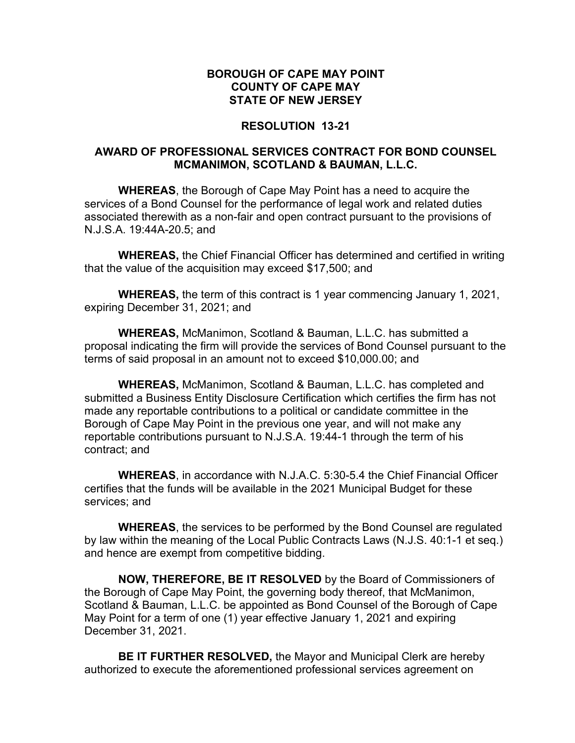**BOROUGH OF CAPE MAY POINT**
**COUNTY OF CAPE MAY**
**STATE OF NEW JERSEY**

**RESOLUTION 13-21**

**AWARD OF PROFESSIONAL SERVICES CONTRACT FOR BOND COUNSEL MCMANIMON, SCOTLAND & BAUMAN, L.L.C.**

**WHEREAS**, the Borough of Cape May Point has a need to acquire the services of a Bond Counsel for the performance of legal work and related duties associated therewith as a non-fair and open contract pursuant to the provisions of N.J.S.A. 19:44A-20.5; and

**WHEREAS,** the Chief Financial Officer has determined and certified in writing that the value of the acquisition may exceed $17,500; and

**WHEREAS,** the term of this contract is 1 year commencing January 1, 2021, expiring December 31, 2021; and

**WHEREAS,** McManimon, Scotland & Bauman, L.L.C. has submitted a proposal indicating the firm will provide the services of Bond Counsel pursuant to the terms of said proposal in an amount not to exceed $10,000.00; and

**WHEREAS,** McManimon, Scotland & Bauman, L.L.C. has completed and submitted a Business Entity Disclosure Certification which certifies the firm has not made any reportable contributions to a political or candidate committee in the Borough of Cape May Point in the previous one year, and will not make any reportable contributions pursuant to N.J.S.A. 19:44-1 through the term of his contract; and

**WHEREAS**, in accordance with N.J.A.C. 5:30-5.4 the Chief Financial Officer certifies that the funds will be available in the 2021 Municipal Budget for these services; and

**WHEREAS**, the services to be performed by the Bond Counsel are regulated by law within the meaning of the Local Public Contracts Laws (N.J.S. 40:1-1 et seq.) and hence are exempt from competitive bidding.

**NOW, THEREFORE, BE IT RESOLVED** by the Board of Commissioners of the Borough of Cape May Point, the governing body thereof, that McManimon, Scotland & Bauman, L.L.C. be appointed as Bond Counsel of the Borough of Cape May Point for a term of one (1) year effective January 1, 2021 and expiring December 31, 2021.

**BE IT FURTHER RESOLVED,** the Mayor and Municipal Clerk are hereby authorized to execute the aforementioned professional services agreement on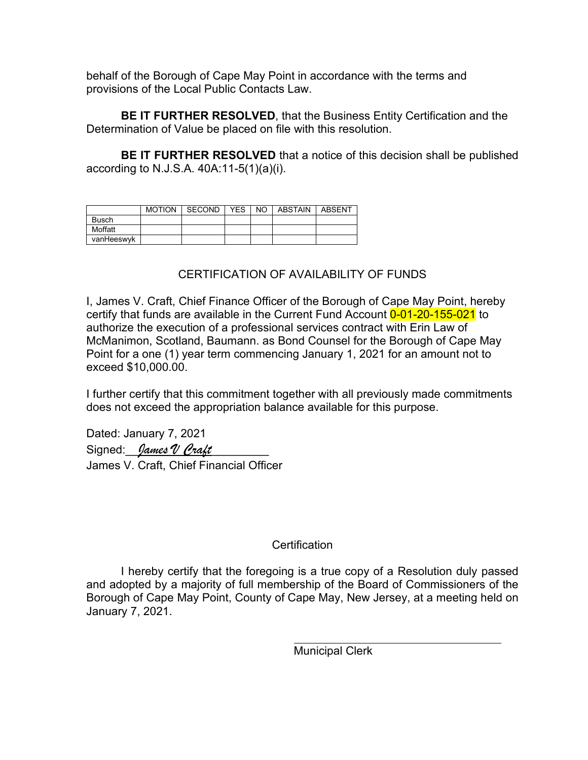behalf of the Borough of Cape May Point in accordance with the terms and provisions of the Local Public Contacts Law.

**BE IT FURTHER RESOLVED**, that the Business Entity Certification and the Determination of Value be placed on file with this resolution.

**BE IT FURTHER RESOLVED** that a notice of this decision shall be published according to N.J.S.A. 40A:11-5(1)(a)(i).

| | MOTION | SECOND | YES | NO | ABSTAIN | ABSENT |
|---|---|---|---|---|---|---|
| Busch | | | | | | |
| Moffatt | | | | | | |
| vanHeeswyk | | | | | | |

CERTIFICATION OF AVAILABILITY OF FUNDS

I, James V. Craft, Chief Finance Officer of the Borough of Cape May Point, hereby certify that funds are available in the Current Fund Account 0-01-20-155-021 to authorize the execution of a professional services contract with Erin Law of McManimon, Scotland, Baumann. as Bond Counsel for the Borough of Cape May Point for a one (1) year term commencing January 1, 2021 for an amount not to exceed $10,000.00.

I further certify that this commitment together with all previously made commitments does not exceed the appropriation balance available for this purpose.

Dated: January 7, 2021

Signed: *James V Craft*

James V. Craft, Chief Financial Officer

Certification

I hereby certify that the foregoing is a true copy of a Resolution duly passed and adopted by a majority of full membership of the Board of Commissioners of the Borough of Cape May Point, County of Cape May, New Jersey, at a meeting held on January 7, 2021.

Municipal Clerk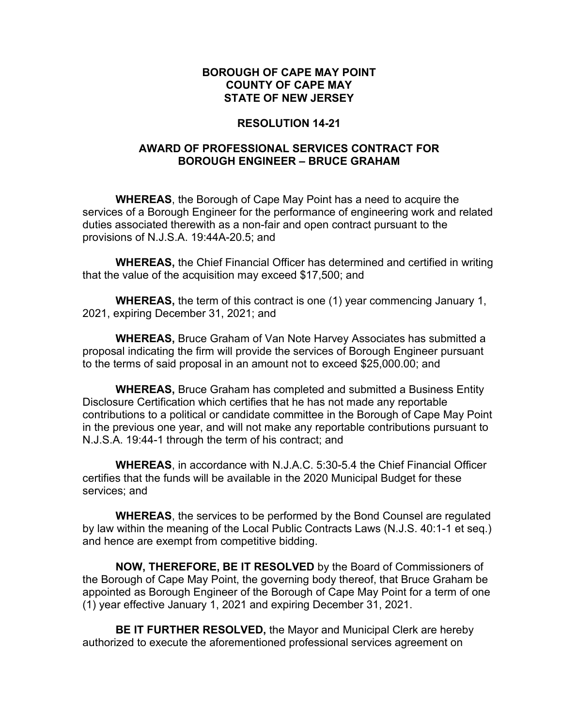**BOROUGH OF CAPE MAY POINT**
**COUNTY OF CAPE MAY**
**STATE OF NEW JERSEY**

**RESOLUTION 14-21**

**AWARD OF PROFESSIONAL SERVICES CONTRACT FOR BOROUGH ENGINEER – BRUCE GRAHAM**

**WHEREAS**, the Borough of Cape May Point has a need to acquire the services of a Borough Engineer for the performance of engineering work and related duties associated therewith as a non-fair and open contract pursuant to the provisions of N.J.S.A. 19:44A-20.5; and

**WHEREAS,** the Chief Financial Officer has determined and certified in writing that the value of the acquisition may exceed $17,500; and

**WHEREAS,** the term of this contract is one (1) year commencing January 1, 2021, expiring December 31, 2021; and

**WHEREAS,** Bruce Graham of Van Note Harvey Associates has submitted a proposal indicating the firm will provide the services of Borough Engineer pursuant to the terms of said proposal in an amount not to exceed $25,000.00; and

**WHEREAS,** Bruce Graham has completed and submitted a Business Entity Disclosure Certification which certifies that he has not made any reportable contributions to a political or candidate committee in the Borough of Cape May Point in the previous one year, and will not make any reportable contributions pursuant to N.J.S.A. 19:44-1 through the term of his contract; and

**WHEREAS**, in accordance with N.J.A.C. 5:30-5.4 the Chief Financial Officer certifies that the funds will be available in the 2020 Municipal Budget for these services; and

**WHEREAS**, the services to be performed by the Bond Counsel are regulated by law within the meaning of the Local Public Contracts Laws (N.J.S. 40:1-1 et seq.) and hence are exempt from competitive bidding.

**NOW, THEREFORE, BE IT RESOLVED** by the Board of Commissioners of the Borough of Cape May Point, the governing body thereof, that Bruce Graham be appointed as Borough Engineer of the Borough of Cape May Point for a term of one (1) year effective January 1, 2021 and expiring December 31, 2021.

**BE IT FURTHER RESOLVED,** the Mayor and Municipal Clerk are hereby authorized to execute the aforementioned professional services agreement on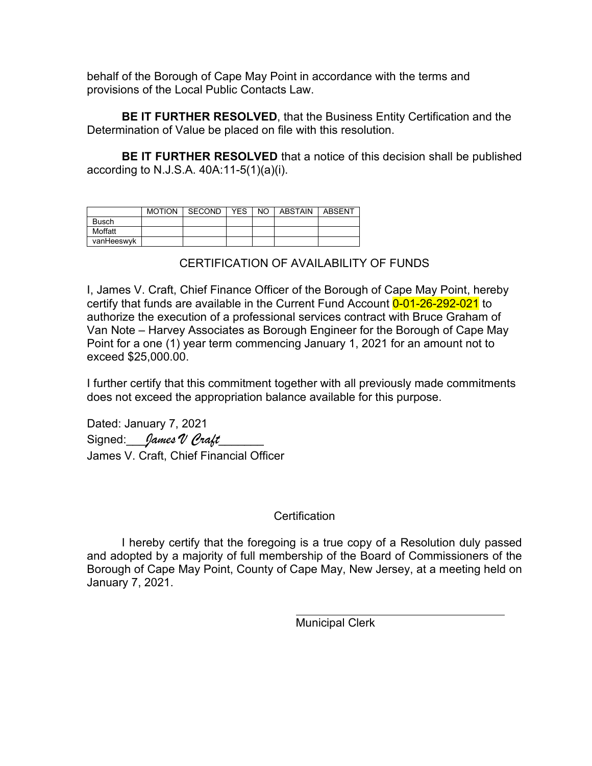behalf of the Borough of Cape May Point in accordance with the terms and provisions of the Local Public Contacts Law.

**BE IT FURTHER RESOLVED**, that the Business Entity Certification and the Determination of Value be placed on file with this resolution.

**BE IT FURTHER RESOLVED** that a notice of this decision shall be published according to N.J.S.A. 40A:11-5(1)(a)(i).

| | MOTION | SECOND | YES | NO | ABSTAIN | ABSENT |
|---|---|---|---|---|---|---|
| Busch | | | | | | |
| Moffatt | | | | | | |
| vanHeeswyk | | | | | | |

CERTIFICATION OF AVAILABILITY OF FUNDS

I, James V. Craft, Chief Finance Officer of the Borough of Cape May Point, hereby certify that funds are available in the Current Fund Account 0-01-26-292-021 to authorize the execution of a professional services contract with Bruce Graham of Van Note – Harvey Associates as Borough Engineer for the Borough of Cape May Point for a one (1) year term commencing January 1, 2021 for an amount not to exceed $25,000.00.

I further certify that this commitment together with all previously made commitments does not exceed the appropriation balance available for this purpose.

Dated: January 7, 2021
Signed:___*James V Craft*_______
James V. Craft, Chief Financial Officer

Certification

I hereby certify that the foregoing is a true copy of a Resolution duly passed and adopted by a majority of full membership of the Board of Commissioners of the Borough of Cape May Point, County of Cape May, New Jersey, at a meeting held on January 7, 2021.

_________________________________
Municipal Clerk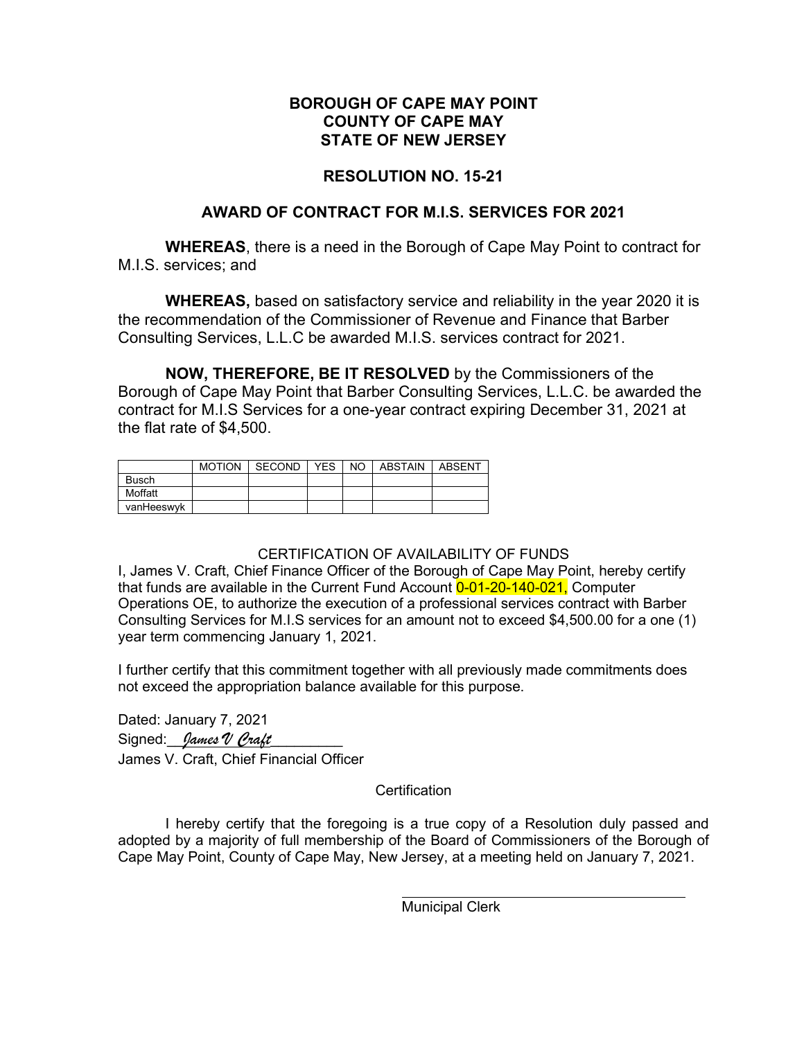**BOROUGH OF CAPE MAY POINT**
**COUNTY OF CAPE MAY**
**STATE OF NEW JERSEY**

## RESOLUTION NO. 15-21

## AWARD OF CONTRACT FOR M.I.S. SERVICES FOR 2021

**WHEREAS**, there is a need in the Borough of Cape May Point to contract for M.I.S. services; and

**WHEREAS,** based on satisfactory service and reliability in the year 2020 it is the recommendation of the Commissioner of Revenue and Finance that Barber Consulting Services, L.L.C be awarded M.I.S. services contract for 2021.

**NOW, THEREFORE, BE IT RESOLVED** by the Commissioners of the Borough of Cape May Point that Barber Consulting Services, L.L.C. be awarded the contract for M.I.S Services for a one-year contract expiring December 31, 2021 at the flat rate of $4,500.

| | MOTION | SECOND | YES | NO | ABSTAIN | ABSENT |
|---|---|---|---|---|---|---|
| Busch | | | | | | |
| Moffatt | | | | | | |
| vanHeeswyk | | | | | | |

CERTIFICATION OF AVAILABILITY OF FUNDS

I, James V. Craft, Chief Finance Officer of the Borough of Cape May Point, hereby certify that funds are available in the Current Fund Account 0-01-20-140-021, Computer Operations OE, to authorize the execution of a professional services contract with Barber Consulting Services for M.I.S services for an amount not to exceed $4,500.00 for a one (1) year term commencing January 1, 2021.

I further certify that this commitment together with all previously made commitments does not exceed the appropriation balance available for this purpose.

Dated: January 7, 2021
Signed: *James V Craft*
James V. Craft, Chief Financial Officer

Certification

I hereby certify that the foregoing is a true copy of a Resolution duly passed and adopted by a majority of full membership of the Board of Commissioners of the Borough of Cape May Point, County of Cape May, New Jersey, at a meeting held on January 7, 2021.

\_\_\_\_\_\_\_\_\_\_\_\_\_\_\_\_\_\_\_\_\_\_\_\_\_\_\_\_\_\_
Municipal Clerk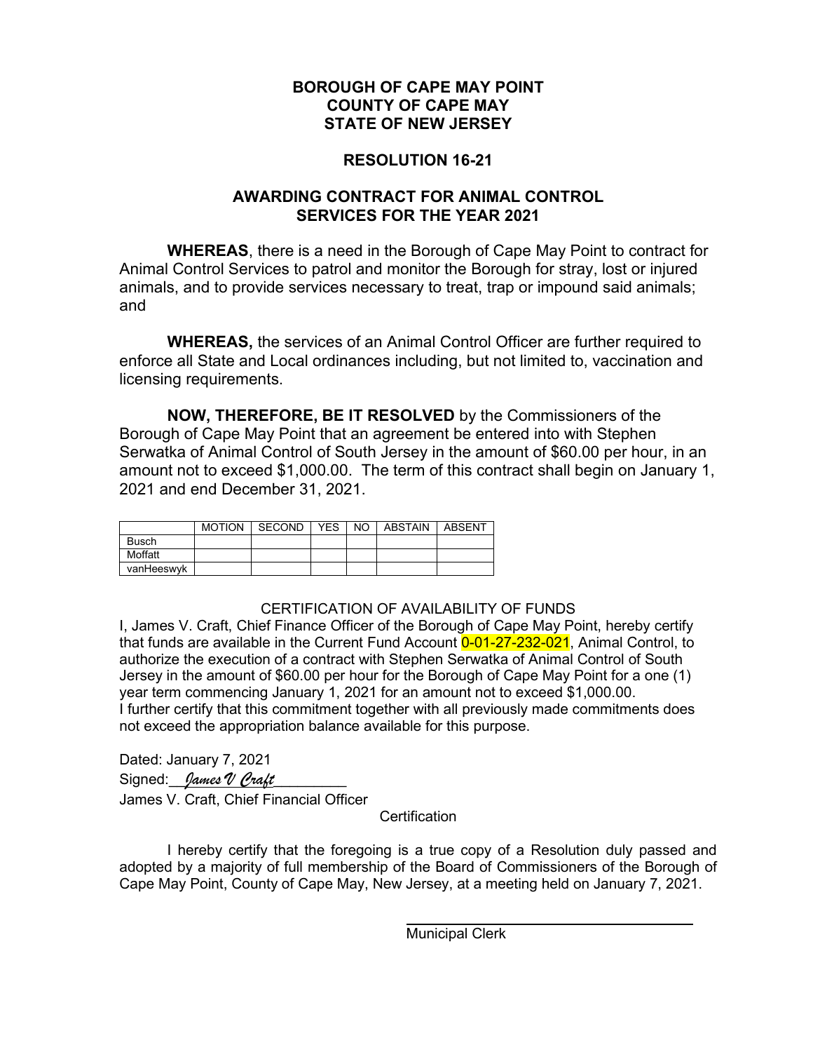# BOROUGH OF CAPE MAY POINT
# COUNTY OF CAPE MAY
# STATE OF NEW JERSEY

## RESOLUTION 16-21

## AWARDING CONTRACT FOR ANIMAL CONTROL SERVICES FOR THE YEAR 2021

**WHEREAS**, there is a need in the Borough of Cape May Point to contract for Animal Control Services to patrol and monitor the Borough for stray, lost or injured animals, and to provide services necessary to treat, trap or impound said animals; and

**WHEREAS,** the services of an Animal Control Officer are further required to enforce all State and Local ordinances including, but not limited to, vaccination and licensing requirements.

**NOW, THEREFORE, BE IT RESOLVED** by the Commissioners of the Borough of Cape May Point that an agreement be entered into with Stephen Serwatka of Animal Control of South Jersey in the amount of $60.00 per hour, in an amount not to exceed $1,000.00. The term of this contract shall begin on January 1, 2021 and end December 31, 2021.

| | MOTION | SECOND | YES | NO | ABSTAIN | ABSENT |
|---|---|---|---|---|---|---|
| Busch | | | | | | |
| Moffatt | | | | | | |
| vanHeeswyk | | | | | | |

CERTIFICATION OF AVAILABILITY OF FUNDS

I, James V. Craft, Chief Finance Officer of the Borough of Cape May Point, hereby certify that funds are available in the Current Fund Account 0-01-27-232-021, Animal Control, to authorize the execution of a contract with Stephen Serwatka of Animal Control of South Jersey in the amount of $60.00 per hour for the Borough of Cape May Point for a one (1) year term commencing January 1, 2021 for an amount not to exceed $1,000.00.
I further certify that this commitment together with all previously made commitments does not exceed the appropriation balance available for this purpose.

Dated: January 7, 2021

Signed:\_\_*James V Craft*\_\_\_\_\_\_\_\_\_

James V. Craft, Chief Financial Officer

Certification

I hereby certify that the foregoing is a true copy of a Resolution duly passed and adopted by a majority of full membership of the Board of Commissioners of the Borough of Cape May Point, County of Cape May, New Jersey, at a meeting held on January 7, 2021.

\_\_\_\_\_\_\_\_\_\_\_\_\_\_\_\_\_\_\_\_\_\_\_\_\_\_\_\_\_\_\_\_\_\_\_\_

Municipal Clerk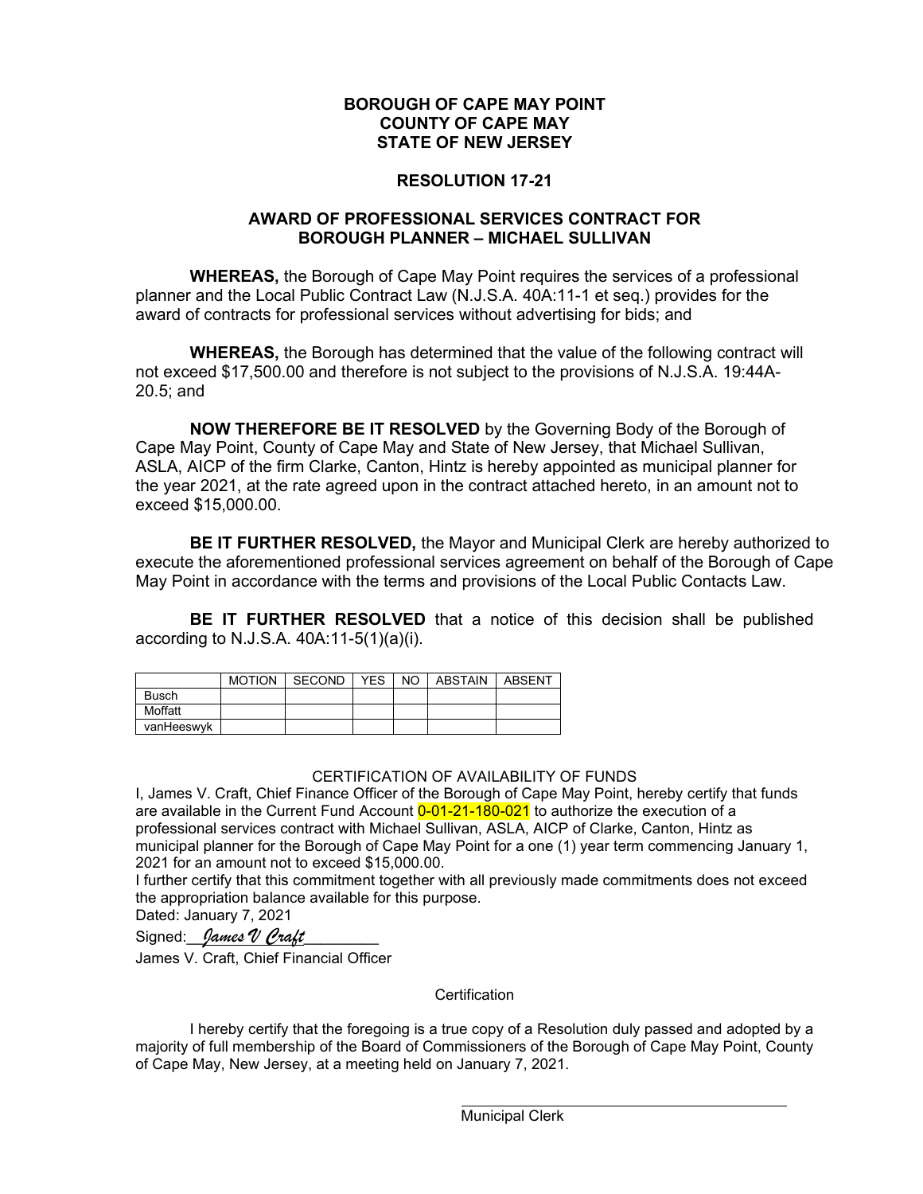**BOROUGH OF CAPE MAY POINT**
**COUNTY OF CAPE MAY**
**STATE OF NEW JERSEY**

**RESOLUTION 17-21**

**AWARD OF PROFESSIONAL SERVICES CONTRACT FOR BOROUGH PLANNER – MICHAEL SULLIVAN**

**WHEREAS,** the Borough of Cape May Point requires the services of a professional planner and the Local Public Contract Law (N.J.S.A. 40A:11-1 et seq.) provides for the award of contracts for professional services without advertising for bids; and

**WHEREAS,** the Borough has determined that the value of the following contract will not exceed $17,500.00 and therefore is not subject to the provisions of N.J.S.A. 19:44A-20.5; and

**NOW THEREFORE BE IT RESOLVED** by the Governing Body of the Borough of Cape May Point, County of Cape May and State of New Jersey, that Michael Sullivan, ASLA, AICP of the firm Clarke, Canton, Hintz is hereby appointed as municipal planner for the year 2021, at the rate agreed upon in the contract attached hereto, in an amount not to exceed $15,000.00.

**BE IT FURTHER RESOLVED,** the Mayor and Municipal Clerk are hereby authorized to execute the aforementioned professional services agreement on behalf of the Borough of Cape May Point in accordance with the terms and provisions of the Local Public Contacts Law.

**BE IT FURTHER RESOLVED** that a notice of this decision shall be published according to N.J.S.A. 40A:11-5(1)(a)(i).

| | MOTION | SECOND | YES | NO | ABSTAIN | ABSENT |
|---|---|---|---|---|---|---|
| Busch | | | | | | |
| Moffatt | | | | | | |
| vanHeeswyk | | | | | | |

CERTIFICATION OF AVAILABILITY OF FUNDS

I, James V. Craft, Chief Finance Officer of the Borough of Cape May Point, hereby certify that funds are available in the Current Fund Account 0-01-21-180-021 to authorize the execution of a professional services contract with Michael Sullivan, ASLA, AICP of Clarke, Canton, Hintz as municipal planner for the Borough of Cape May Point for a one (1) year term commencing January 1, 2021 for an amount not to exceed $15,000.00.

I further certify that this commitment together with all previously made commitments does not exceed the appropriation balance available for this purpose.

Dated: January 7, 2021

Signed: *James V Craft*

James V. Craft, Chief Financial Officer

Certification

I hereby certify that the foregoing is a true copy of a Resolution duly passed and adopted by a majority of full membership of the Board of Commissioners of the Borough of Cape May Point, County of Cape May, New Jersey, at a meeting held on January 7, 2021.

Municipal Clerk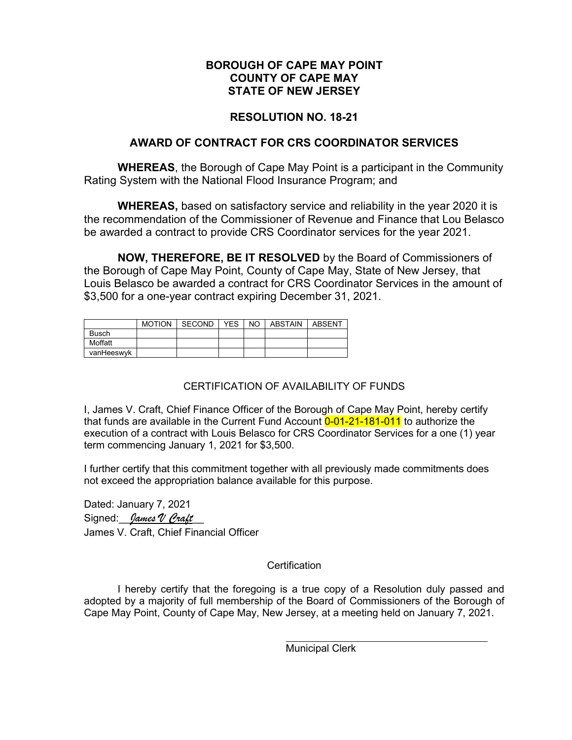**BOROUGH OF CAPE MAY POINT**
**COUNTY OF CAPE MAY**
**STATE OF NEW JERSEY**

**RESOLUTION NO. 18-21**

**AWARD OF CONTRACT FOR CRS COORDINATOR SERVICES**

**WHEREAS**, the Borough of Cape May Point is a participant in the Community Rating System with the National Flood Insurance Program; and

**WHEREAS,** based on satisfactory service and reliability in the year 2020 it is the recommendation of the Commissioner of Revenue and Finance that Lou Belasco be awarded a contract to provide CRS Coordinator services for the year 2021.

**NOW, THEREFORE, BE IT RESOLVED** by the Board of Commissioners of the Borough of Cape May Point, County of Cape May, State of New Jersey, that Louis Belasco be awarded a contract for CRS Coordinator Services in the amount of $3,500 for a one-year contract expiring December 31, 2021.

| | MOTION | SECOND | YES | NO | ABSTAIN | ABSENT |
|---|---|---|---|---|---|---|
| Busch | | | | | | |
| Moffatt | | | | | | |
| vanHeeswyk | | | | | | |

CERTIFICATION OF AVAILABILITY OF FUNDS

I, James V. Craft, Chief Finance Officer of the Borough of Cape May Point, hereby certify that funds are available in the Current Fund Account 0-01-21-181-011 to authorize the execution of a contract with Louis Belasco for CRS Coordinator Services for a one (1) year term commencing January 1, 2021 for $3,500.

I further certify that this commitment together with all previously made commitments does not exceed the appropriation balance available for this purpose.

Dated: January 7, 2021
Signed: *James V Craft*
James V. Craft, Chief Financial Officer

Certification

I hereby certify that the foregoing is a true copy of a Resolution duly passed and adopted by a majority of full membership of the Board of Commissioners of the Borough of Cape May Point, County of Cape May, New Jersey, at a meeting held on January 7, 2021.

Municipal Clerk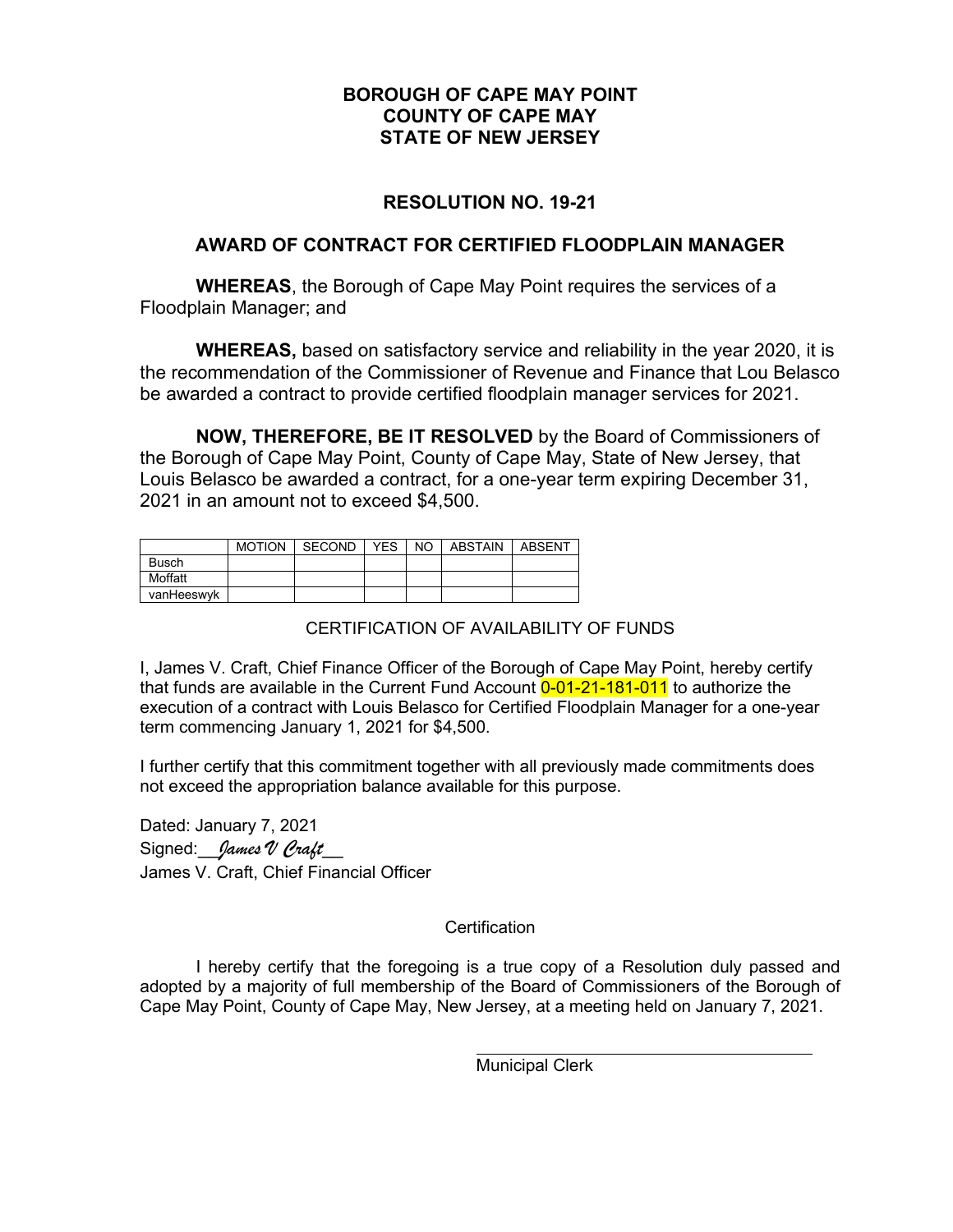**BOROUGH OF CAPE MAY POINT**
**COUNTY OF CAPE MAY**
**STATE OF NEW JERSEY**

## RESOLUTION NO. 19-21

## AWARD OF CONTRACT FOR CERTIFIED FLOODPLAIN MANAGER

**WHEREAS**, the Borough of Cape May Point requires the services of a Floodplain Manager; and

**WHEREAS,** based on satisfactory service and reliability in the year 2020, it is the recommendation of the Commissioner of Revenue and Finance that Lou Belasco be awarded a contract to provide certified floodplain manager services for 2021.

**NOW, THEREFORE, BE IT RESOLVED** by the Board of Commissioners of the Borough of Cape May Point, County of Cape May, State of New Jersey, that Louis Belasco be awarded a contract, for a one-year term expiring December 31, 2021 in an amount not to exceed $4,500.

| | MOTION | SECOND | YES | NO | ABSTAIN | ABSENT |
|---|---|---|---|---|---|---|
| Busch | | | | | | |
| Moffatt | | | | | | |
| vanHeeswyk | | | | | | |

CERTIFICATION OF AVAILABILITY OF FUNDS

I, James V. Craft, Chief Finance Officer of the Borough of Cape May Point, hereby certify that funds are available in the Current Fund Account 0-01-21-181-011 to authorize the execution of a contract with Louis Belasco for Certified Floodplain Manager for a one-year term commencing January 1, 2021 for $4,500.

I further certify that this commitment together with all previously made commitments does not exceed the appropriation balance available for this purpose.

Dated: January 7, 2021
Signed:__*James V Craft*__
James V. Craft, Chief Financial Officer

Certification

I hereby certify that the foregoing is a true copy of a Resolution duly passed and adopted by a majority of full membership of the Board of Commissioners of the Borough of Cape May Point, County of Cape May, New Jersey, at a meeting held on January 7, 2021.

______________________________
Municipal Clerk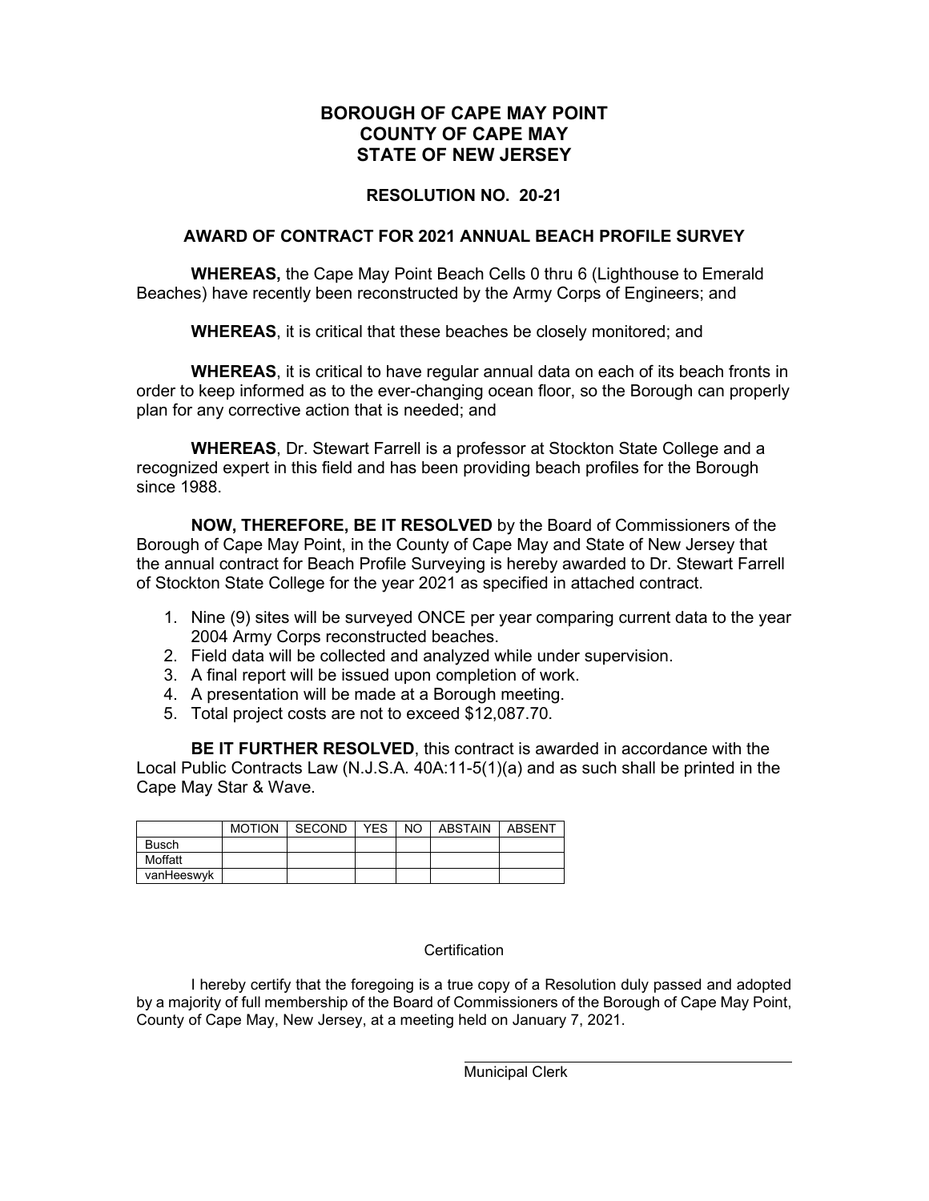# BOROUGH OF CAPE MAY POINT
# COUNTY OF CAPE MAY
# STATE OF NEW JERSEY

## RESOLUTION NO. 20-21

## AWARD OF CONTRACT FOR 2021 ANNUAL BEACH PROFILE SURVEY

**WHEREAS,** the Cape May Point Beach Cells 0 thru 6 (Lighthouse to Emerald Beaches) have recently been reconstructed by the Army Corps of Engineers; and

**WHEREAS**, it is critical that these beaches be closely monitored; and

**WHEREAS**, it is critical to have regular annual data on each of its beach fronts in order to keep informed as to the ever-changing ocean floor, so the Borough can properly plan for any corrective action that is needed; and

**WHEREAS**, Dr. Stewart Farrell is a professor at Stockton State College and a recognized expert in this field and has been providing beach profiles for the Borough since 1988.

**NOW, THEREFORE, BE IT RESOLVED** by the Board of Commissioners of the Borough of Cape May Point, in the County of Cape May and State of New Jersey that the annual contract for Beach Profile Surveying is hereby awarded to Dr. Stewart Farrell of Stockton State College for the year 2021 as specified in attached contract.

1. Nine (9) sites will be surveyed ONCE per year comparing current data to the year 2004 Army Corps reconstructed beaches.
2. Field data will be collected and analyzed while under supervision.
3. A final report will be issued upon completion of work.
4. A presentation will be made at a Borough meeting.
5. Total project costs are not to exceed $12,087.70.

**BE IT FURTHER RESOLVED**, this contract is awarded in accordance with the Local Public Contracts Law (N.J.S.A. 40A:11-5(1)(a) and as such shall be printed in the Cape May Star & Wave.

| | MOTION | SECOND | YES | NO | ABSTAIN | ABSENT |
|---|---|---|---|---|---|---|
| Busch | | | | | | |
| Moffatt | | | | | | |
| vanHeeswyk | | | | | | |

Certification

I hereby certify that the foregoing is a true copy of a Resolution duly passed and adopted by a majority of full membership of the Board of Commissioners of the Borough of Cape May Point, County of Cape May, New Jersey, at a meeting held on January 7, 2021.

Municipal Clerk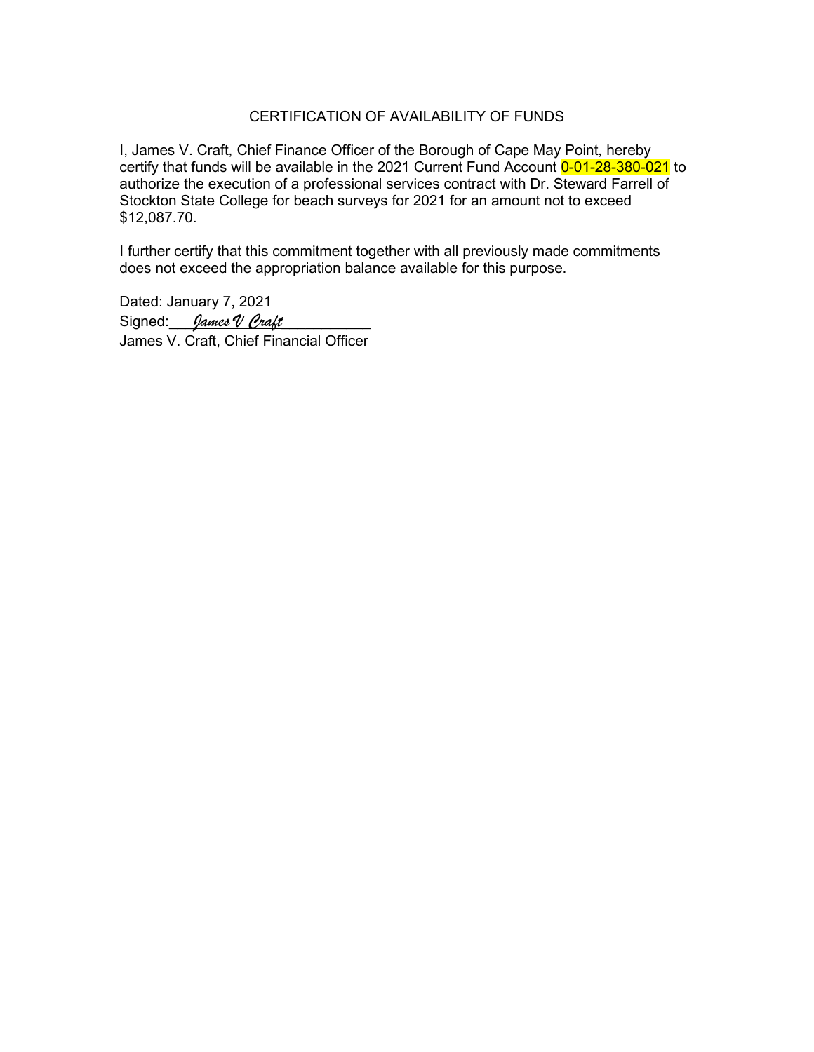# CERTIFICATION OF AVAILABILITY OF FUNDS

I, James V. Craft, Chief Finance Officer of the Borough of Cape May Point, hereby certify that funds will be available in the 2021 Current Fund Account 0-01-28-380-021 to authorize the execution of a professional services contract with Dr. Steward Farrell of Stockton State College for beach surveys for 2021 for an amount not to exceed $12,087.70.

I further certify that this commitment together with all previously made commitments does not exceed the appropriation balance available for this purpose.

Dated: January 7, 2021

Signed:___*James V Craft*___________

James V. Craft, Chief Financial Officer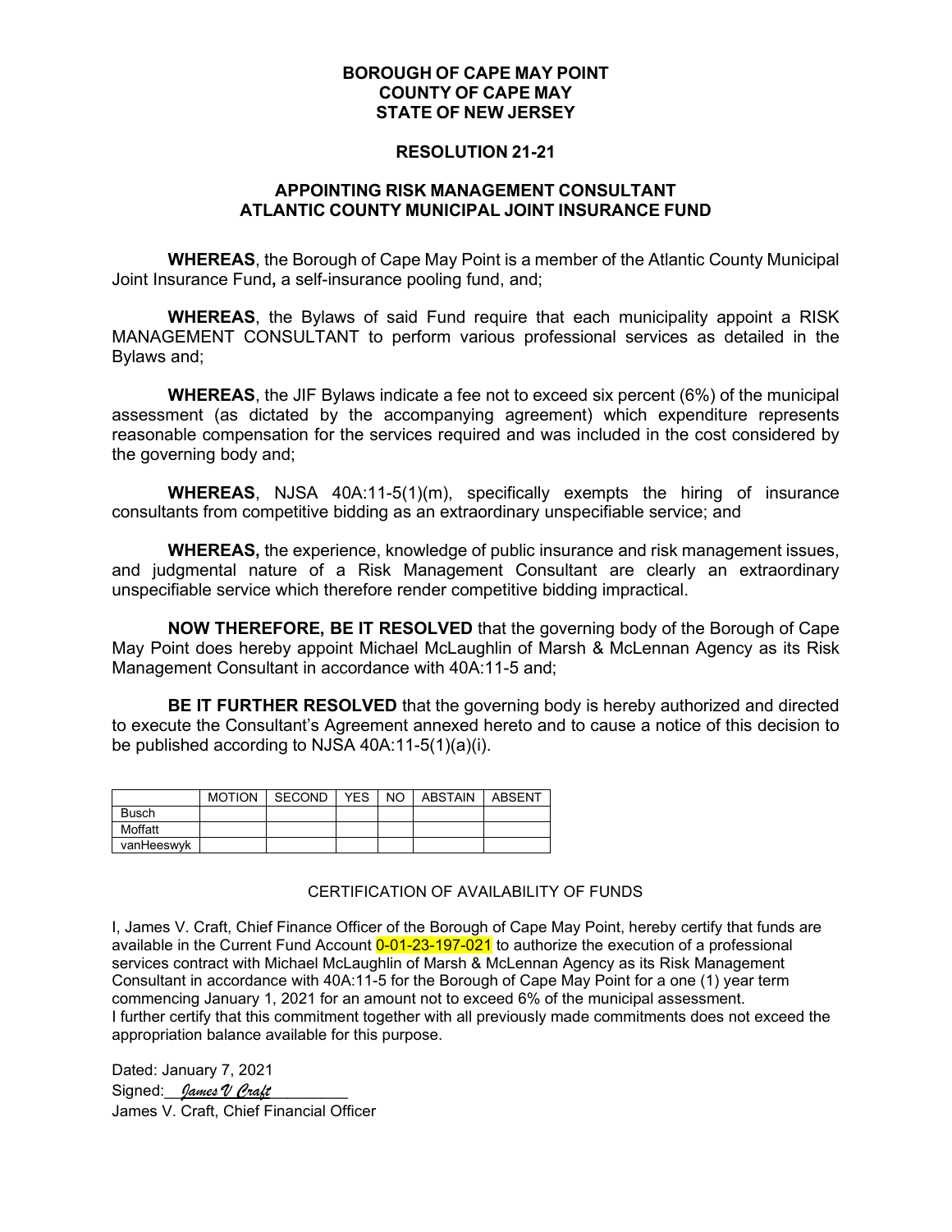**BOROUGH OF CAPE MAY POINT**
**COUNTY OF CAPE MAY**
**STATE OF NEW JERSEY**

**RESOLUTION 21-21**

**APPOINTING RISK MANAGEMENT CONSULTANT**
**ATLANTIC COUNTY MUNICIPAL JOINT INSURANCE FUND**

**WHEREAS**, the Borough of Cape May Point is a member of the Atlantic County Municipal Joint Insurance Fund**,** a self-insurance pooling fund, and;

**WHEREAS**, the Bylaws of said Fund require that each municipality appoint a RISK MANAGEMENT CONSULTANT to perform various professional services as detailed in the Bylaws and;

**WHEREAS**, the JIF Bylaws indicate a fee not to exceed six percent (6%) of the municipal assessment (as dictated by the accompanying agreement) which expenditure represents reasonable compensation for the services required and was included in the cost considered by the governing body and;

**WHEREAS**, NJSA 40A:11-5(1)(m), specifically exempts the hiring of insurance consultants from competitive bidding as an extraordinary unspecifiable service; and

**WHEREAS,** the experience, knowledge of public insurance and risk management issues, and judgmental nature of a Risk Management Consultant are clearly an extraordinary unspecifiable service which therefore render competitive bidding impractical.

**NOW THEREFORE, BE IT RESOLVED** that the governing body of the Borough of Cape May Point does hereby appoint Michael McLaughlin of Marsh & McLennan Agency as its Risk Management Consultant in accordance with 40A:11-5 and;

**BE IT FURTHER RESOLVED** that the governing body is hereby authorized and directed to execute the Consultant's Agreement annexed hereto and to cause a notice of this decision to be published according to NJSA 40A:11-5(1)(a)(i).

| | MOTION | SECOND | YES | NO | ABSTAIN | ABSENT |
|---|---|---|---|---|---|---|
| Busch | | | | | | |
| Moffatt | | | | | | |
| vanHeeswyk | | | | | | |

CERTIFICATION OF AVAILABILITY OF FUNDS

I, James V. Craft, Chief Finance Officer of the Borough of Cape May Point, hereby certify that funds are available in the Current Fund Account 0-01-23-197-021 to authorize the execution of a professional services contract with Michael McLaughlin of Marsh & McLennan Agency as its Risk Management Consultant in accordance with 40A:11-5 for the Borough of Cape May Point for a one (1) year term commencing January 1, 2021 for an amount not to exceed 6% of the municipal assessment.
I further certify that this commitment together with all previously made commitments does not exceed the appropriation balance available for this purpose.

Dated: January 7, 2021
Signed: *James V Craft*
James V. Craft, Chief Financial Officer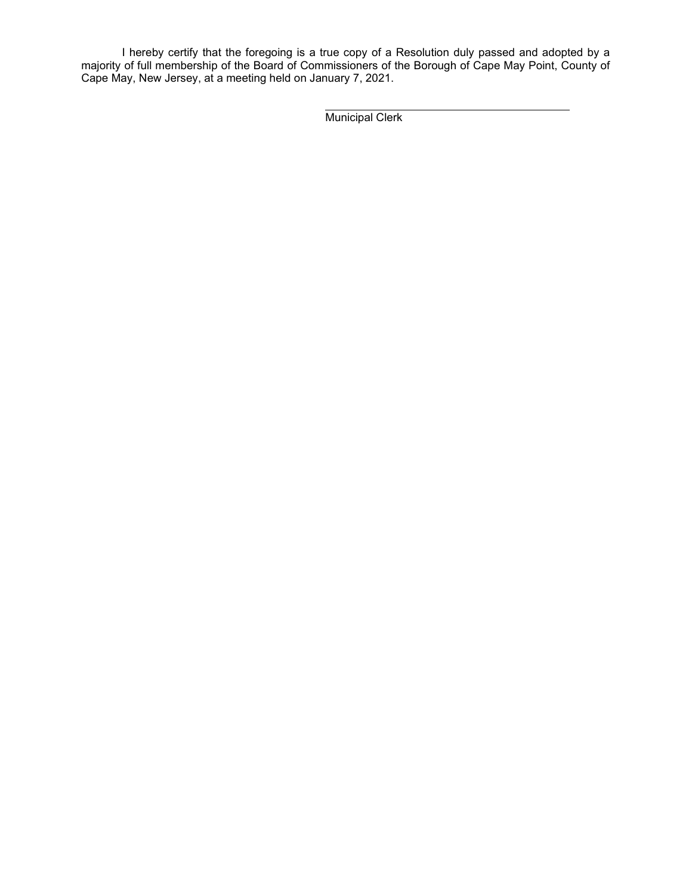I hereby certify that the foregoing is a true copy of a Resolution duly passed and adopted by a majority of full membership of the Board of Commissioners of the Borough of Cape May Point, County of Cape May, New Jersey, at a meeting held on January 7, 2021.

\_\_\_\_\_\_\_\_\_\_\_\_\_\_\_\_\_\_\_\_\_\_\_\_\_\_\_\_\_\_\_\_\_\_\_\_\_\_\_\_

Municipal Clerk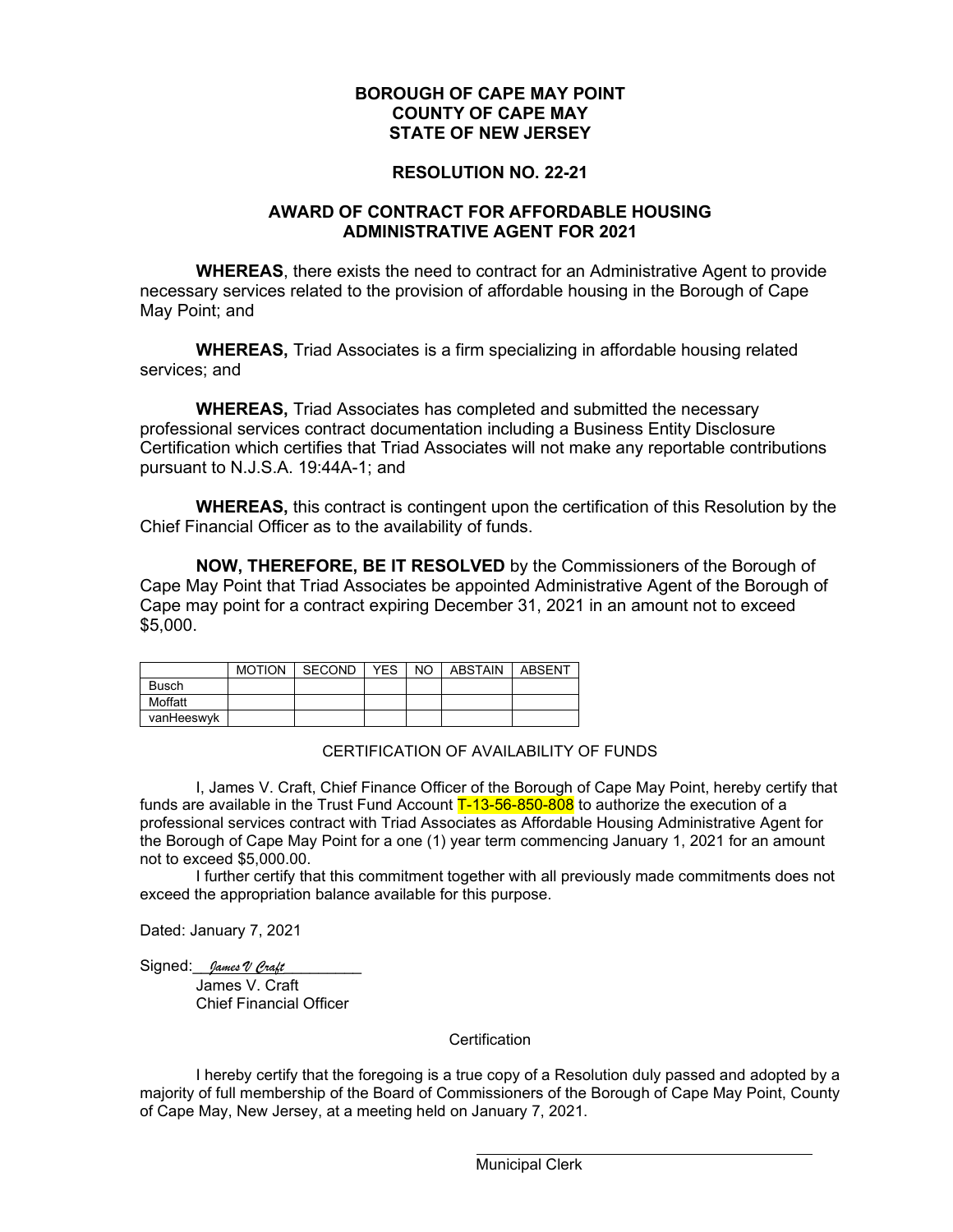**BOROUGH OF CAPE MAY POINT**
**COUNTY OF CAPE MAY**
**STATE OF NEW JERSEY**

**RESOLUTION NO. 22-21**

**AWARD OF CONTRACT FOR AFFORDABLE HOUSING ADMINISTRATIVE AGENT FOR 2021**

**WHEREAS**, there exists the need to contract for an Administrative Agent to provide necessary services related to the provision of affordable housing in the Borough of Cape May Point; and

**WHEREAS,** Triad Associates is a firm specializing in affordable housing related services; and

**WHEREAS,** Triad Associates has completed and submitted the necessary professional services contract documentation including a Business Entity Disclosure Certification which certifies that Triad Associates will not make any reportable contributions pursuant to N.J.S.A. 19:44A-1; and

**WHEREAS,** this contract is contingent upon the certification of this Resolution by the Chief Financial Officer as to the availability of funds.

**NOW, THEREFORE, BE IT RESOLVED** by the Commissioners of the Borough of Cape May Point that Triad Associates be appointed Administrative Agent of the Borough of Cape may point for a contract expiring December 31, 2021 in an amount not to exceed $5,000.

| | MOTION | SECOND | YES | NO | ABSTAIN | ABSENT |
|---|---|---|---|---|---|---|
| Busch | | | | | | |
| Moffatt | | | | | | |
| vanHeeswyk | | | | | | |

CERTIFICATION OF AVAILABILITY OF FUNDS

I, James V. Craft, Chief Finance Officer of the Borough of Cape May Point, hereby certify that funds are available in the Trust Fund Account T-13-56-850-808 to authorize the execution of a professional services contract with Triad Associates as Affordable Housing Administrative Agent for the Borough of Cape May Point for a one (1) year term commencing January 1, 2021 for an amount not to exceed $5,000.00.

I further certify that this commitment together with all previously made commitments does not exceed the appropriation balance available for this purpose.

Dated: January 7, 2021

Signed: *James V Craft*
James V. Craft
Chief Financial Officer

Certification

I hereby certify that the foregoing is a true copy of a Resolution duly passed and adopted by a majority of full membership of the Board of Commissioners of the Borough of Cape May Point, County of Cape May, New Jersey, at a meeting held on January 7, 2021.

Municipal Clerk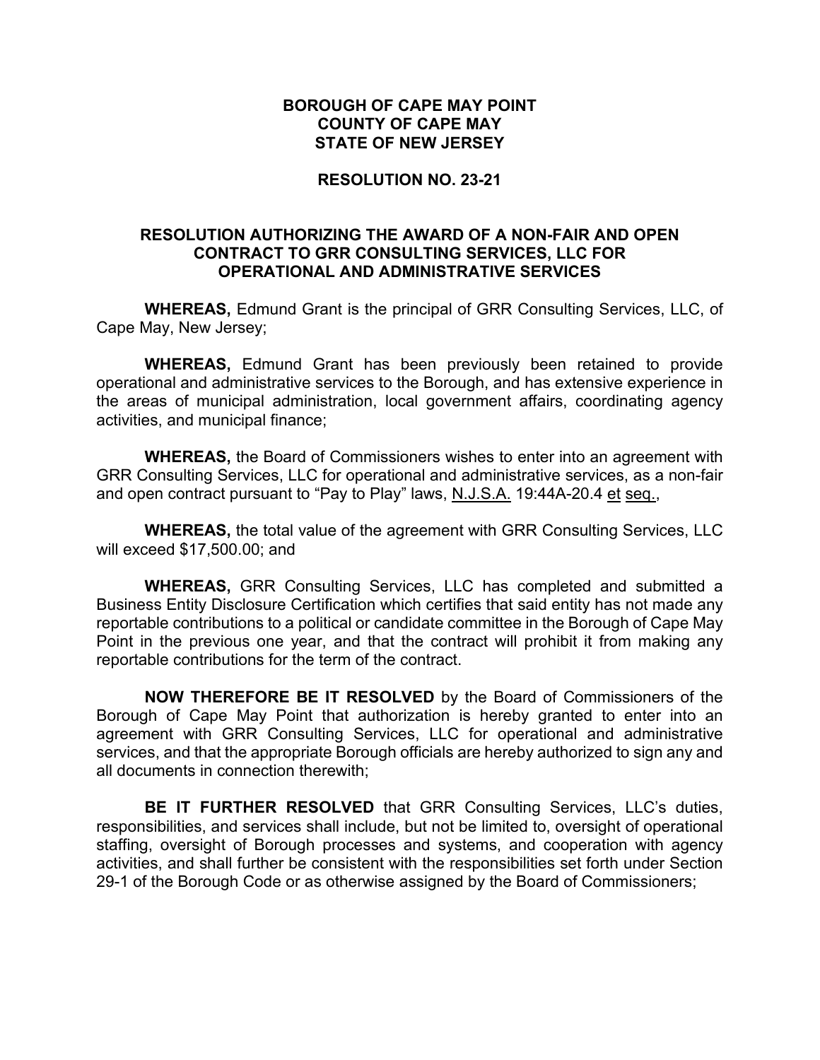**BOROUGH OF CAPE MAY POINT**
**COUNTY OF CAPE MAY**
**STATE OF NEW JERSEY**

**RESOLUTION NO. 23-21**

**RESOLUTION AUTHORIZING THE AWARD OF A NON-FAIR AND OPEN CONTRACT TO GRR CONSULTING SERVICES, LLC FOR OPERATIONAL AND ADMINISTRATIVE SERVICES**

**WHEREAS,** Edmund Grant is the principal of GRR Consulting Services, LLC, of Cape May, New Jersey;

**WHEREAS,** Edmund Grant has been previously been retained to provide operational and administrative services to the Borough, and has extensive experience in the areas of municipal administration, local government affairs, coordinating agency activities, and municipal finance;

**WHEREAS,** the Board of Commissioners wishes to enter into an agreement with GRR Consulting Services, LLC for operational and administrative services, as a non-fair and open contract pursuant to "Pay to Play" laws, N.J.S.A. 19:44A-20.4 et seq.,

**WHEREAS,** the total value of the agreement with GRR Consulting Services, LLC will exceed $17,500.00; and

**WHEREAS,** GRR Consulting Services, LLC has completed and submitted a Business Entity Disclosure Certification which certifies that said entity has not made any reportable contributions to a political or candidate committee in the Borough of Cape May Point in the previous one year, and that the contract will prohibit it from making any reportable contributions for the term of the contract.

**NOW THEREFORE BE IT RESOLVED** by the Board of Commissioners of the Borough of Cape May Point that authorization is hereby granted to enter into an agreement with GRR Consulting Services, LLC for operational and administrative services, and that the appropriate Borough officials are hereby authorized to sign any and all documents in connection therewith;

**BE IT FURTHER RESOLVED** that GRR Consulting Services, LLC's duties, responsibilities, and services shall include, but not be limited to, oversight of operational staffing, oversight of Borough processes and systems, and cooperation with agency activities, and shall further be consistent with the responsibilities set forth under Section 29-1 of the Borough Code or as otherwise assigned by the Board of Commissioners;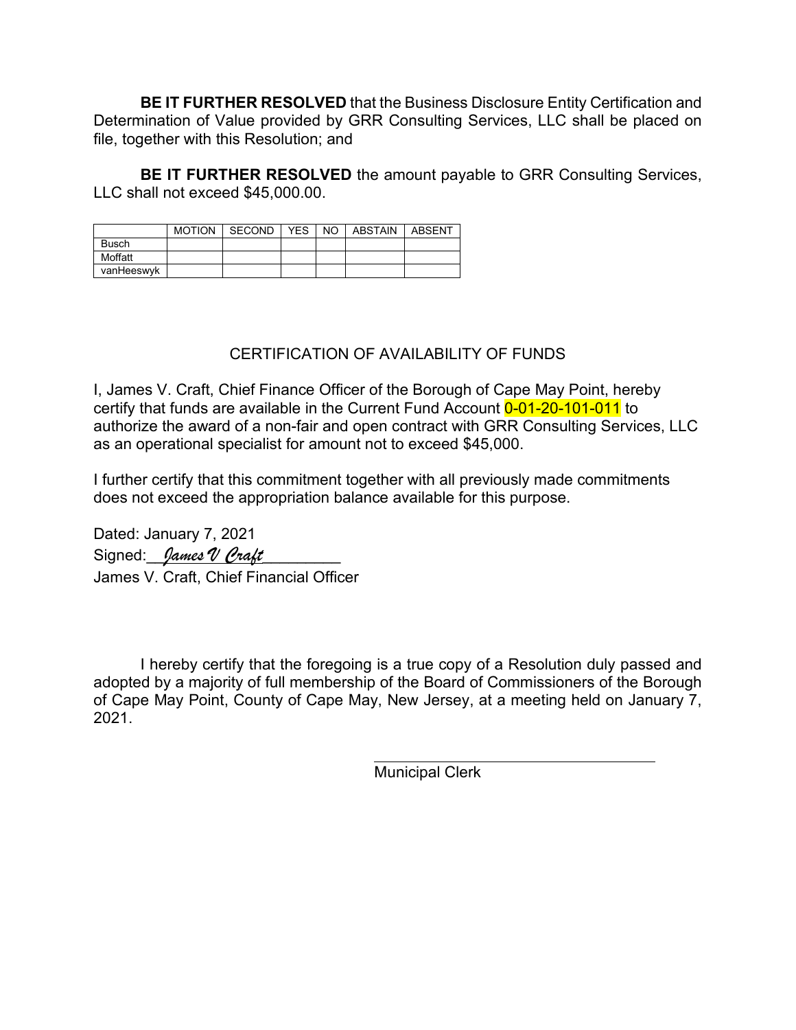**BE IT FURTHER RESOLVED** that the Business Disclosure Entity Certification and Determination of Value provided by GRR Consulting Services, LLC shall be placed on file, together with this Resolution; and

**BE IT FURTHER RESOLVED** the amount payable to GRR Consulting Services, LLC shall not exceed $45,000.00.

| | MOTION | SECOND | YES | NO | ABSTAIN | ABSENT |
|---|---|---|---|---|---|---|
| Busch | | | | | | |
| Moffatt | | | | | | |
| vanHeeswyk | | | | | | |

CERTIFICATION OF AVAILABILITY OF FUNDS

I, James V. Craft, Chief Finance Officer of the Borough of Cape May Point, hereby certify that funds are available in the Current Fund Account 0-01-20-101-011 to authorize the award of a non-fair and open contract with GRR Consulting Services, LLC as an operational specialist for amount not to exceed $45,000.

I further certify that this commitment together with all previously made commitments does not exceed the appropriation balance available for this purpose.

Dated: January 7, 2021

Signed:\_\_*James V Craft*\_\_\_\_\_\_\_\_\_

James V. Craft, Chief Financial Officer

I hereby certify that the foregoing is a true copy of a Resolution duly passed and adopted by a majority of full membership of the Board of Commissioners of the Borough of Cape May Point, County of Cape May, New Jersey, at a meeting held on January 7, 2021.

\_\_\_\_\_\_\_\_\_\_\_\_\_\_\_\_\_\_\_\_\_\_\_\_\_\_\_\_\_\_\_\_\_\_

Municipal Clerk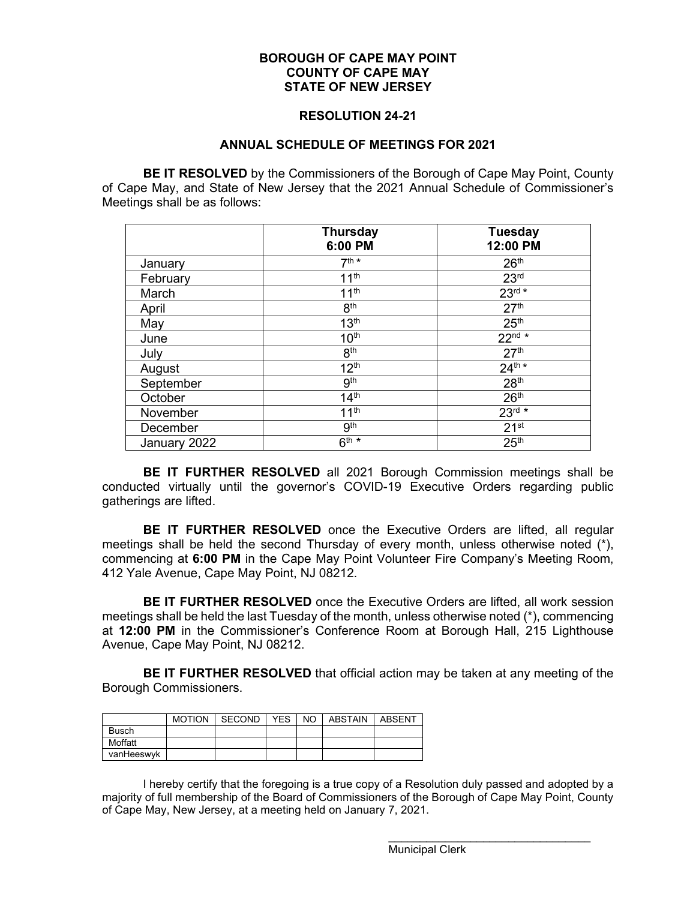**BOROUGH OF CAPE MAY POINT**
**COUNTY OF CAPE MAY**
**STATE OF NEW JERSEY**

**RESOLUTION 24-21**

**ANNUAL SCHEDULE OF MEETINGS FOR 2021**

**BE IT RESOLVED** by the Commissioners of the Borough of Cape May Point, County of Cape May, and State of New Jersey that the 2021 Annual Schedule of Commissioner's Meetings shall be as follows:

| | **Thursday 6:00 PM** | **Tuesday 12:00 PM** |
|---|---|---|
| January | 7th * | 26th |
| February | 11th | 23rd |
| March | 11th | 23rd * |
| April | 8th | 27th |
| May | 13th | 25th |
| June | 10th | 22nd * |
| July | 8th | 27th |
| August | 12th | 24th * |
| September | 9th | 28th |
| October | 14th | 26th |
| November | 11th | 23rd * |
| December | 9th | 21st |
| January 2022 | 6th * | 25th |

**BE IT FURTHER RESOLVED** all 2021 Borough Commission meetings shall be conducted virtually until the governor's COVID-19 Executive Orders regarding public gatherings are lifted.

**BE IT FURTHER RESOLVED** once the Executive Orders are lifted, all regular meetings shall be held the second Thursday of every month, unless otherwise noted (*), commencing at **6:00 PM** in the Cape May Point Volunteer Fire Company's Meeting Room, 412 Yale Avenue, Cape May Point, NJ 08212.

**BE IT FURTHER RESOLVED** once the Executive Orders are lifted, all work session meetings shall be held the last Tuesday of the month, unless otherwise noted (*), commencing at **12:00 PM** in the Commissioner's Conference Room at Borough Hall, 215 Lighthouse Avenue, Cape May Point, NJ 08212.

**BE IT FURTHER RESOLVED** that official action may be taken at any meeting of the Borough Commissioners.

| | MOTION | SECOND | YES | NO | ABSTAIN | ABSENT |
|---|---|---|---|---|---|---|
| Busch | | | | | | |
| Moffatt | | | | | | |
| vanHeeswyk | | | | | | |

I hereby certify that the foregoing is a true copy of a Resolution duly passed and adopted by a majority of full membership of the Board of Commissioners of the Borough of Cape May Point, County of Cape May, New Jersey, at a meeting held on January 7, 2021.

\_\_\_\_\_\_\_\_\_\_\_\_\_\_\_\_\_\_\_\_\_\_\_\_\_\_\_\_\_\_\_\_
Municipal Clerk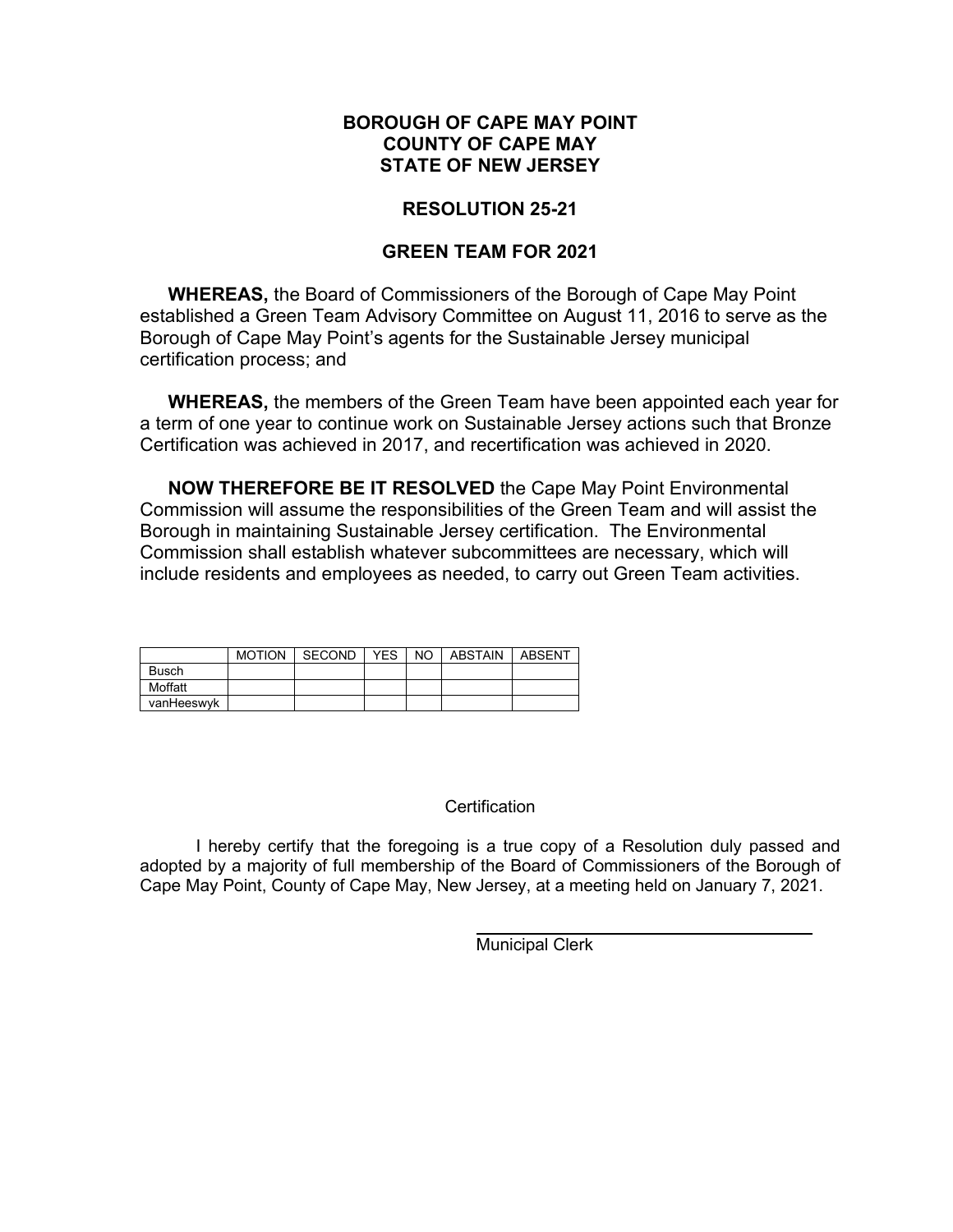**BOROUGH OF CAPE MAY POINT**
**COUNTY OF CAPE MAY**
**STATE OF NEW JERSEY**

**RESOLUTION 25-21**

**GREEN TEAM FOR 2021**

**WHEREAS,** the Board of Commissioners of the Borough of Cape May Point established a Green Team Advisory Committee on August 11, 2016 to serve as the Borough of Cape May Point's agents for the Sustainable Jersey municipal certification process; and

**WHEREAS,** the members of the Green Team have been appointed each year for a term of one year to continue work on Sustainable Jersey actions such that Bronze Certification was achieved in 2017, and recertification was achieved in 2020.

**NOW THEREFORE BE IT RESOLVED** the Cape May Point Environmental Commission will assume the responsibilities of the Green Team and will assist the Borough in maintaining Sustainable Jersey certification. The Environmental Commission shall establish whatever subcommittees are necessary, which will include residents and employees as needed, to carry out Green Team activities.

| | MOTION | SECOND | YES | NO | ABSTAIN | ABSENT |
|---|---|---|---|---|---|---|
| Busch | | | | | | |
| Moffatt | | | | | | |
| vanHeeswyk | | | | | | |

Certification

I hereby certify that the foregoing is a true copy of a Resolution duly passed and adopted by a majority of full membership of the Board of Commissioners of the Borough of Cape May Point, County of Cape May, New Jersey, at a meeting held on January 7, 2021.

\_\_\_\_\_\_\_\_\_\_\_\_\_\_\_\_\_\_\_\_\_\_\_\_\_\_\_\_\_\_\_\_
Municipal Clerk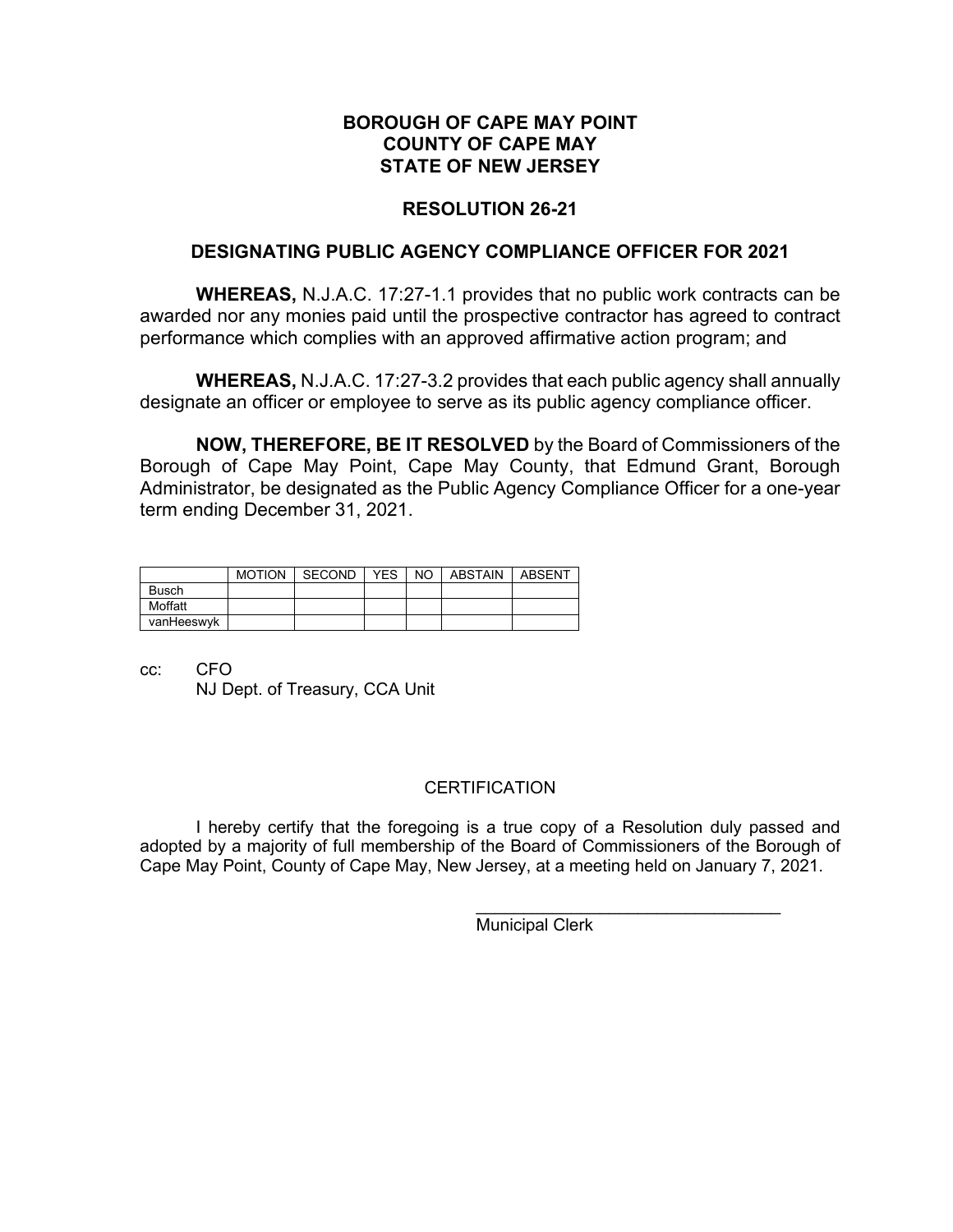**BOROUGH OF CAPE MAY POINT**
**COUNTY OF CAPE MAY**
**STATE OF NEW JERSEY**

**RESOLUTION 26-21**

**DESIGNATING PUBLIC AGENCY COMPLIANCE OFFICER FOR 2021**

**WHEREAS,** N.J.A.C. 17:27-1.1 provides that no public work contracts can be awarded nor any monies paid until the prospective contractor has agreed to contract performance which complies with an approved affirmative action program; and

**WHEREAS,** N.J.A.C. 17:27-3.2 provides that each public agency shall annually designate an officer or employee to serve as its public agency compliance officer.

**NOW, THEREFORE, BE IT RESOLVED** by the Board of Commissioners of the Borough of Cape May Point, Cape May County, that Edmund Grant, Borough Administrator, be designated as the Public Agency Compliance Officer for a one-year term ending December 31, 2021.

| | MOTION | SECOND | YES | NO | ABSTAIN | ABSENT |
|---|---|---|---|---|---|---|
| Busch | | | | | | |
| Moffatt | | | | | | |
| vanHeeswyk | | | | | | |

cc: CFO
NJ Dept. of Treasury, CCA Unit

CERTIFICATION

I hereby certify that the foregoing is a true copy of a Resolution duly passed and adopted by a majority of full membership of the Board of Commissioners of the Borough of Cape May Point, County of Cape May, New Jersey, at a meeting held on January 7, 2021.

\_\_\_\_\_\_\_\_\_\_\_\_\_\_\_\_\_\_\_\_\_\_\_\_\_\_\_\_\_\_\_\_
Municipal Clerk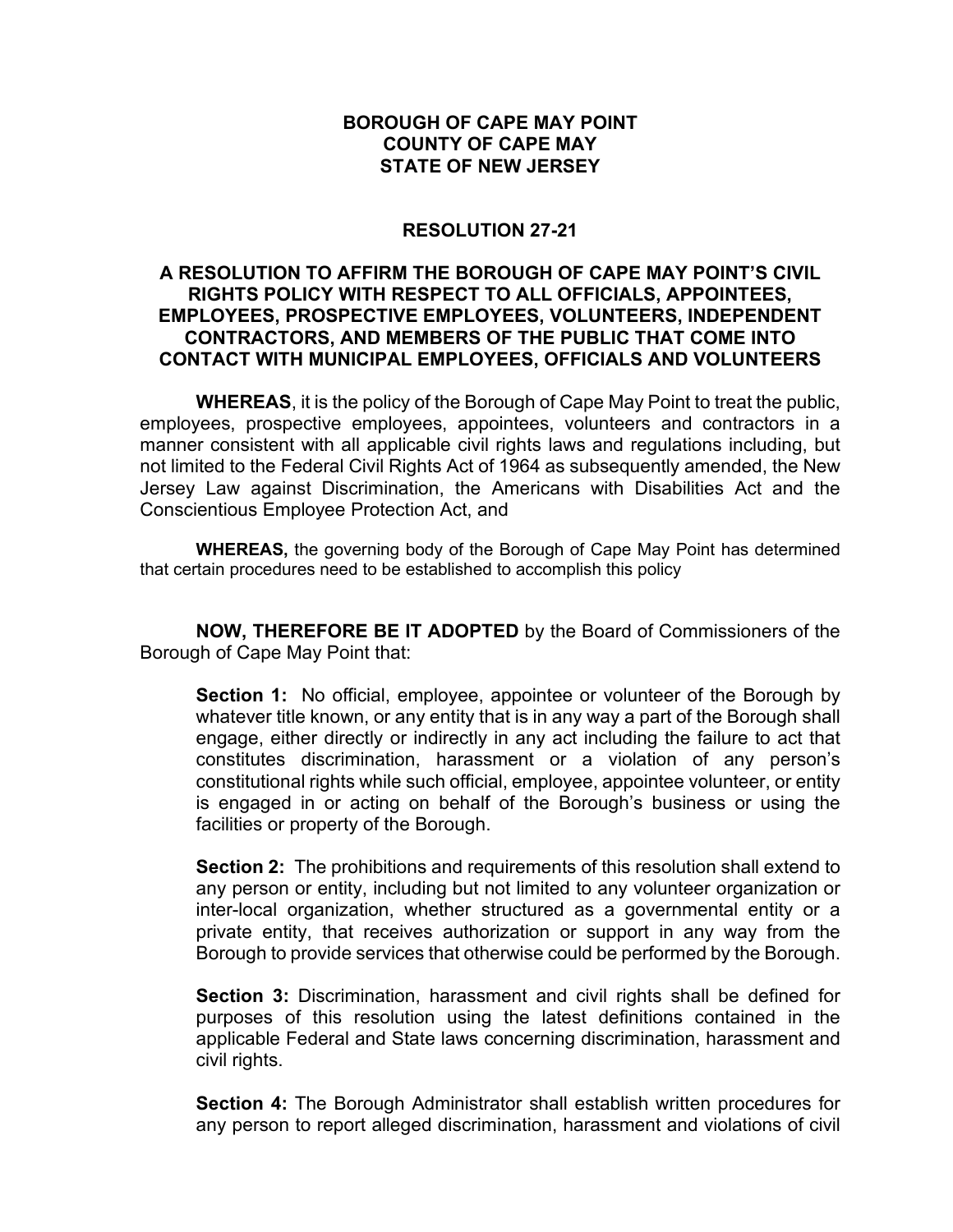**BOROUGH OF CAPE MAY POINT**
**COUNTY OF CAPE MAY**
**STATE OF NEW JERSEY**

**RESOLUTION 27-21**

**A RESOLUTION TO AFFIRM THE BOROUGH OF CAPE MAY POINT'S CIVIL RIGHTS POLICY WITH RESPECT TO ALL OFFICIALS, APPOINTEES, EMPLOYEES, PROSPECTIVE EMPLOYEES, VOLUNTEERS, INDEPENDENT CONTRACTORS, AND MEMBERS OF THE PUBLIC THAT COME INTO CONTACT WITH MUNICIPAL EMPLOYEES, OFFICIALS AND VOLUNTEERS**

**WHEREAS**, it is the policy of the Borough of Cape May Point to treat the public, employees, prospective employees, appointees, volunteers and contractors in a manner consistent with all applicable civil rights laws and regulations including, but not limited to the Federal Civil Rights Act of 1964 as subsequently amended, the New Jersey Law against Discrimination, the Americans with Disabilities Act and the Conscientious Employee Protection Act, and

**WHEREAS,** the governing body of the Borough of Cape May Point has determined that certain procedures need to be established to accomplish this policy

**NOW, THEREFORE BE IT ADOPTED** by the Board of Commissioners of the Borough of Cape May Point that:

**Section 1:** No official, employee, appointee or volunteer of the Borough by whatever title known, or any entity that is in any way a part of the Borough shall engage, either directly or indirectly in any act including the failure to act that constitutes discrimination, harassment or a violation of any person's constitutional rights while such official, employee, appointee volunteer, or entity is engaged in or acting on behalf of the Borough's business or using the facilities or property of the Borough.

**Section 2:** The prohibitions and requirements of this resolution shall extend to any person or entity, including but not limited to any volunteer organization or inter-local organization, whether structured as a governmental entity or a private entity, that receives authorization or support in any way from the Borough to provide services that otherwise could be performed by the Borough.

**Section 3:** Discrimination, harassment and civil rights shall be defined for purposes of this resolution using the latest definitions contained in the applicable Federal and State laws concerning discrimination, harassment and civil rights.

**Section 4:** The Borough Administrator shall establish written procedures for any person to report alleged discrimination, harassment and violations of civil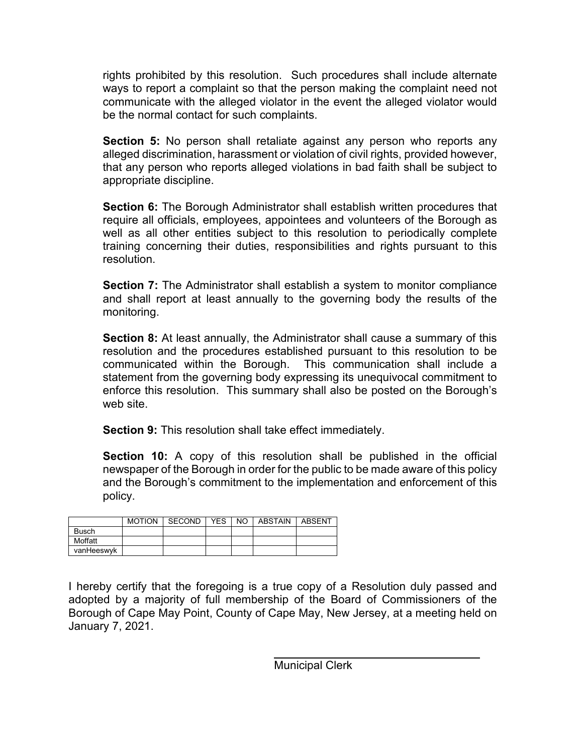rights prohibited by this resolution. Such procedures shall include alternate ways to report a complaint so that the person making the complaint need not communicate with the alleged violator in the event the alleged violator would be the normal contact for such complaints.

**Section 5:** No person shall retaliate against any person who reports any alleged discrimination, harassment or violation of civil rights, provided however, that any person who reports alleged violations in bad faith shall be subject to appropriate discipline.

**Section 6:** The Borough Administrator shall establish written procedures that require all officials, employees, appointees and volunteers of the Borough as well as all other entities subject to this resolution to periodically complete training concerning their duties, responsibilities and rights pursuant to this resolution.

**Section 7:** The Administrator shall establish a system to monitor compliance and shall report at least annually to the governing body the results of the monitoring.

**Section 8:** At least annually, the Administrator shall cause a summary of this resolution and the procedures established pursuant to this resolution to be communicated within the Borough. This communication shall include a statement from the governing body expressing its unequivocal commitment to enforce this resolution. This summary shall also be posted on the Borough's web site.

**Section 9:** This resolution shall take effect immediately.

**Section 10:** A copy of this resolution shall be published in the official newspaper of the Borough in order for the public to be made aware of this policy and the Borough's commitment to the implementation and enforcement of this policy.

| | MOTION | SECOND | YES | NO | ABSTAIN | ABSENT |
|---|---|---|---|---|---|---|
| Busch | | | | | | |
| Moffatt | | | | | | |
| vanHeeswyk | | | | | | |

I hereby certify that the foregoing is a true copy of a Resolution duly passed and adopted by a majority of full membership of the Board of Commissioners of the Borough of Cape May Point, County of Cape May, New Jersey, at a meeting held on January 7, 2021.

Municipal Clerk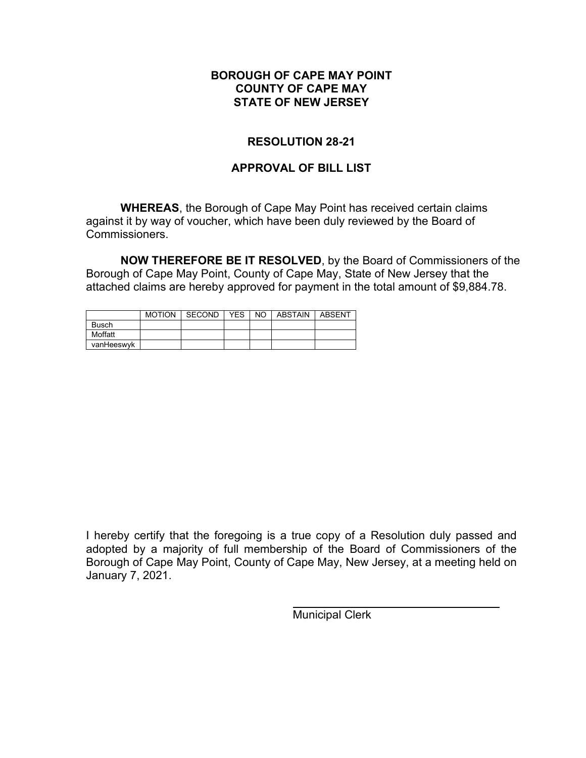**BOROUGH OF CAPE MAY POINT**
**COUNTY OF CAPE MAY**
**STATE OF NEW JERSEY**

**RESOLUTION 28-21**

**APPROVAL OF BILL LIST**

**WHEREAS**, the Borough of Cape May Point has received certain claims against it by way of voucher, which have been duly reviewed by the Board of Commissioners.

**NOW THEREFORE BE IT RESOLVED**, by the Board of Commissioners of the Borough of Cape May Point, County of Cape May, State of New Jersey that the attached claims are hereby approved for payment in the total amount of $9,884.78.

| | MOTION | SECOND | YES | NO | ABSTAIN | ABSENT |
|---|---|---|---|---|---|---|
| Busch | | | | | | |
| Moffatt | | | | | | |
| vanHeeswyk | | | | | | |

I hereby certify that the foregoing is a true copy of a Resolution duly passed and adopted by a majority of full membership of the Board of Commissioners of the Borough of Cape May Point, County of Cape May, New Jersey, at a meeting held on January 7, 2021.

_______________________________
Municipal Clerk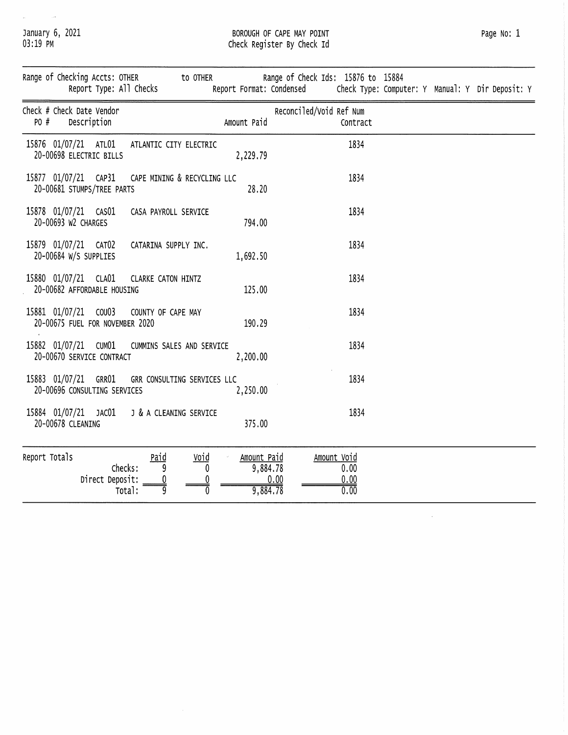January 6, 2021
03:19 PM

BOROUGH OF CAPE MAY POINT
Check Register By Check Id

Range of Checking Accts: OTHER to OTHER Range of Check Ids: 15876 to 15884
Report Type: All Checks Report Format: Condensed Check Type: Computer: Y Manual: Y Dir Deposit: Y

| Check # | Check Date | Vendor | | PO # / Description | Amount Paid | Reconciled/Void Ref Num | Contract |
|---|---|---|---|---|---|---|---|
| 15876 | 01/07/21 | ATL01 | ATLANTIC CITY ELECTRIC | 20-00698 ELECTRIC BILLS | 2,229.79 | 1834 | |
| 15877 | 01/07/21 | CAP31 | CAPE MINING & RECYCLING LLC | 20-00681 STUMPS/TREE PARTS | 28.20 | 1834 | |
| 15878 | 01/07/21 | CAS01 | CASA PAYROLL SERVICE | 20-00693 W2 CHARGES | 794.00 | 1834 | |
| 15879 | 01/07/21 | CAT02 | CATARINA SUPPLY INC. | 20-00684 W/S SUPPLIES | 1,692.50 | 1834 | |
| 15880 | 01/07/21 | CLA01 | CLARKE CATON HINTZ | 20-00682 AFFORDABLE HOUSING | 125.00 | 1834 | |
| 15881 | 01/07/21 | COU03 | COUNTY OF CAPE MAY | 20-00675 FUEL FOR NOVEMBER 2020 | 190.29 | 1834 | |
| 15882 | 01/07/21 | CUM01 | CUMMINS SALES AND SERVICE | 20-00670 SERVICE CONTRACT | 2,200.00 | 1834 | |
| 15883 | 01/07/21 | GRR01 | GRR CONSULTING SERVICES LLC | 20-00696 CONSULTING SERVICES | 2,250.00 | 1834 | |
| 15884 | 01/07/21 | JAC01 | J & A CLEANING SERVICE | 20-00678 CLEANING | 375.00 | 1834 | |

**Report Totals**

| | Paid | Void | Amount Paid | Amount Void |
|---|---|---|---|---|
| Checks: | 9 | 0 | 9,884.78 | 0.00 |
| Direct Deposit: | 0 | 0 | 0.00 | 0.00 |
| Total: | 9 | 0 | 9,884.78 | 0.00 |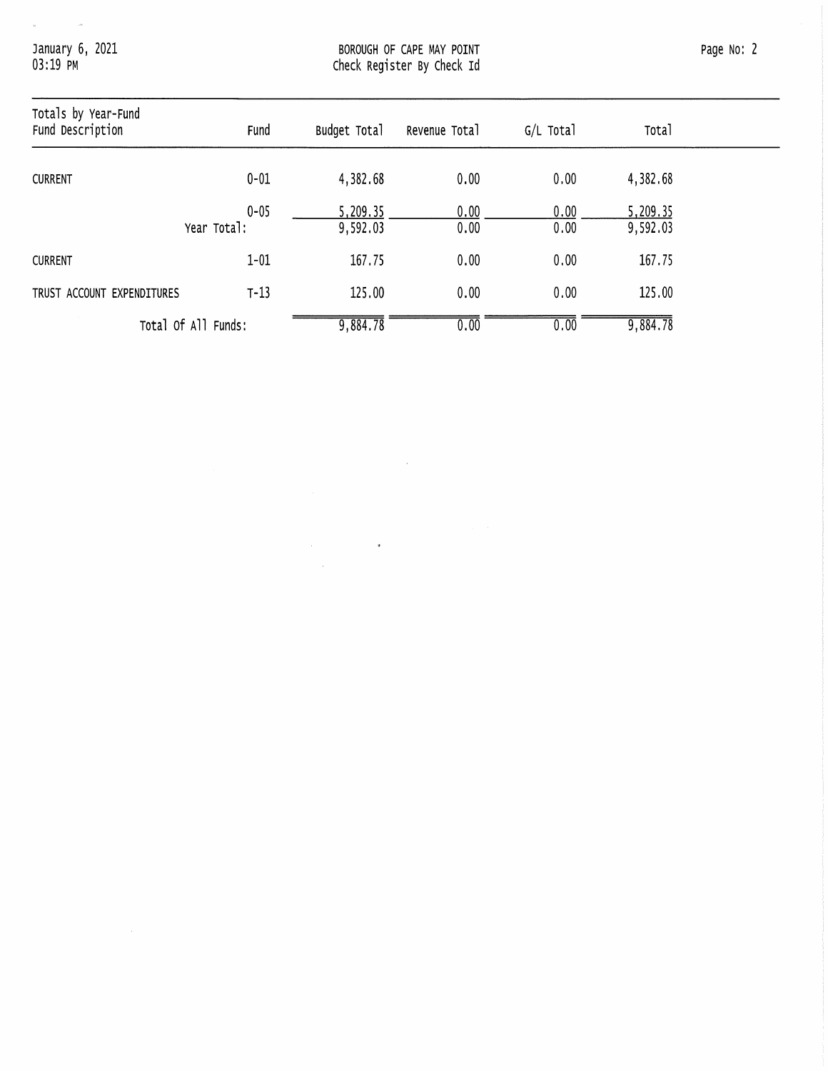# BOROUGH OF CAPE MAY POINT

Check Register By Check Id

January 6, 2021
03:19 PM

| Totals by Year-Fund Fund Description | Fund | Budget Total | Revenue Total | G/L Total | Total |
|---|---|---|---|---|---|
| CURRENT | 0-01 | 4,382.68 | 0.00 | 0.00 | 4,382.68 |
| | 0-05 | 5,209.35 | 0.00 | 0.00 | 5,209.35 |
| | Year Total: | 9,592.03 | 0.00 | 0.00 | 9,592.03 |
| CURRENT | 1-01 | 167.75 | 0.00 | 0.00 | 167.75 |
| TRUST ACCOUNT EXPENDITURES | T-13 | 125.00 | 0.00 | 0.00 | 125.00 |
| Total Of All Funds: | | 9,884.78 | 0.00 | 0.00 | 9,884.78 |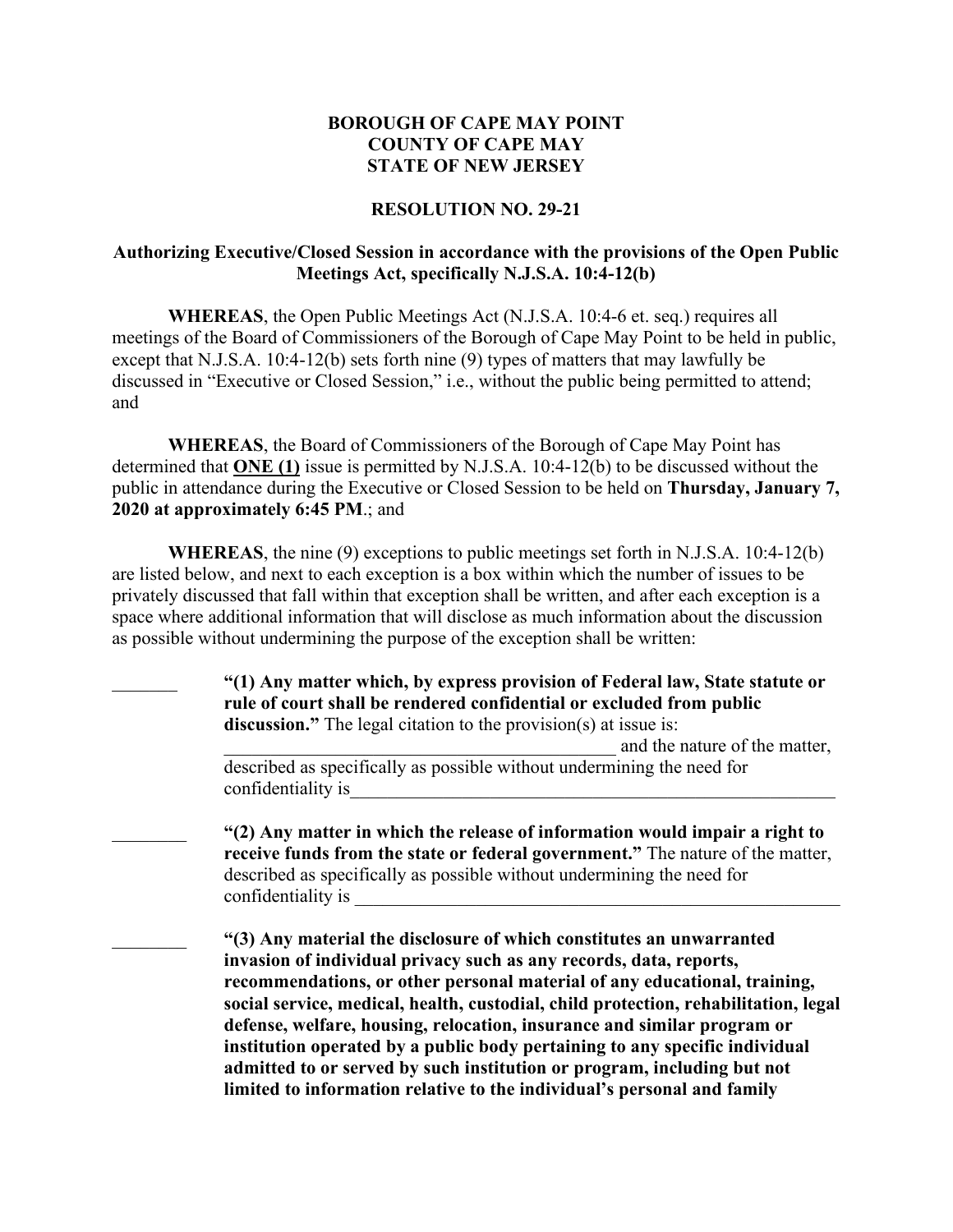**BOROUGH OF CAPE MAY POINT**
**COUNTY OF CAPE MAY**
**STATE OF NEW JERSEY**

**RESOLUTION NO. 29-21**

**Authorizing Executive/Closed Session in accordance with the provisions of the Open Public Meetings Act, specifically N.J.S.A. 10:4-12(b)**

**WHEREAS**, the Open Public Meetings Act (N.J.S.A. 10:4-6 et. seq.) requires all meetings of the Board of Commissioners of the Borough of Cape May Point to be held in public, except that N.J.S.A. 10:4-12(b) sets forth nine (9) types of matters that may lawfully be discussed in "Executive or Closed Session," i.e., without the public being permitted to attend; and

**WHEREAS**, the Board of Commissioners of the Borough of Cape May Point has determined that **ONE (1)** issue is permitted by N.J.S.A. 10:4-12(b) to be discussed without the public in attendance during the Executive or Closed Session to be held on **Thursday, January 7, 2020 at approximately 6:45 PM**.; and

**WHEREAS**, the nine (9) exceptions to public meetings set forth in N.J.S.A. 10:4-12(b) are listed below, and next to each exception is a box within which the number of issues to be privately discussed that fall within that exception shall be written, and after each exception is a space where additional information that will disclose as much information about the discussion as possible without undermining the purpose of the exception shall be written:

_______ **"(1) Any matter which, by express provision of Federal law, State statute or rule of court shall be rendered confidential or excluded from public discussion."** The legal citation to the provision(s) at issue is: ___________________________________________ and the nature of the matter, described as specifically as possible without undermining the need for confidentiality is_______________________________________________________

________ **"(2) Any matter in which the release of information would impair a right to receive funds from the state or federal government."** The nature of the matter, described as specifically as possible without undermining the need for confidentiality is _______________________________________________________

________ **"(3) Any material the disclosure of which constitutes an unwarranted invasion of individual privacy such as any records, data, reports, recommendations, or other personal material of any educational, training, social service, medical, health, custodial, child protection, rehabilitation, legal defense, welfare, housing, relocation, insurance and similar program or institution operated by a public body pertaining to any specific individual admitted to or served by such institution or program, including but not limited to information relative to the individual's personal and family**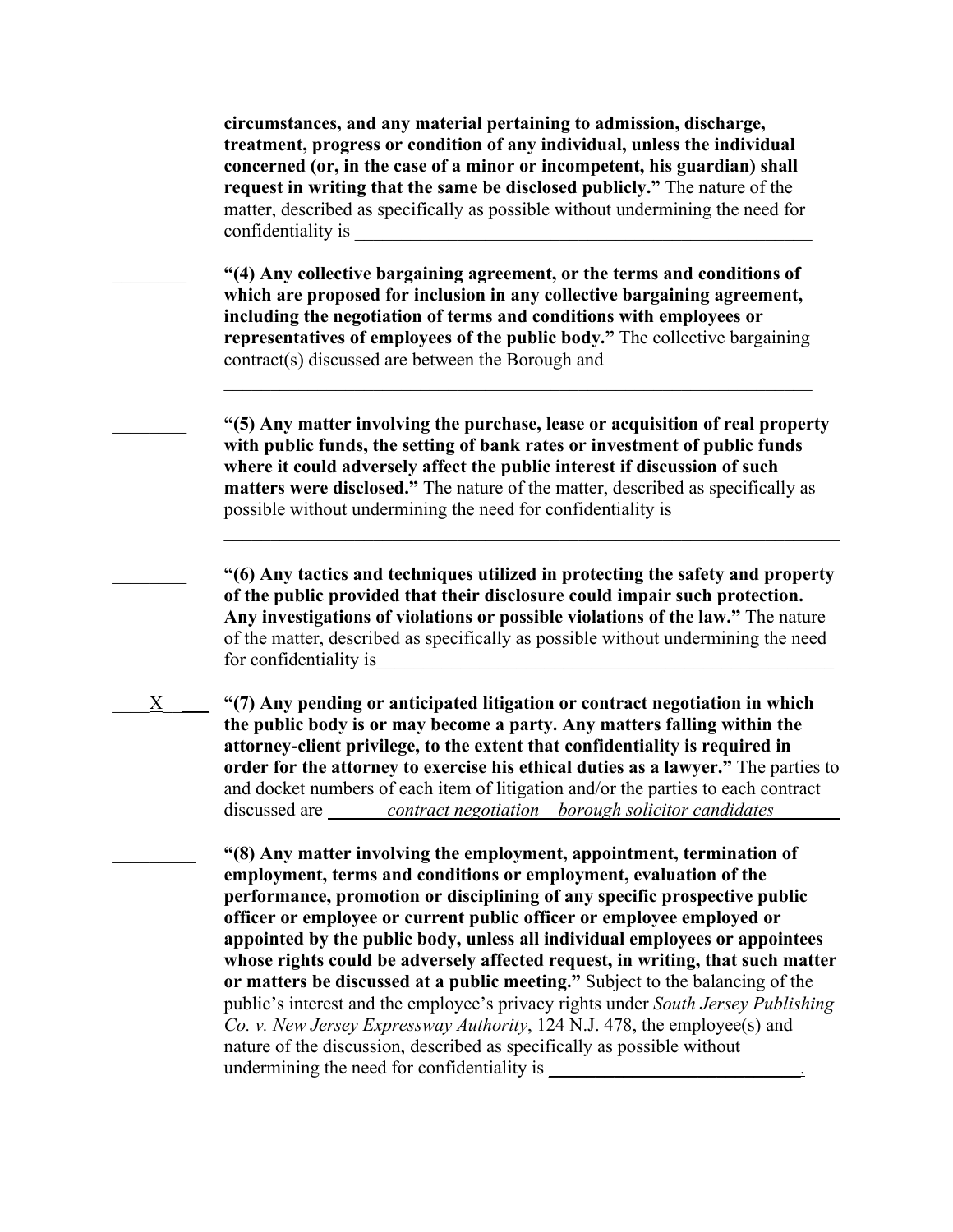**circumstances, and any material pertaining to admission, discharge, treatment, progress or condition of any individual, unless the individual concerned (or, in the case of a minor or incompetent, his guardian) shall request in writing that the same be disclosed publicly."** The nature of the matter, described as specifically as possible without undermining the need for confidentiality is ____________________________________________________

________ **"(4) Any collective bargaining agreement, or the terms and conditions of which are proposed for inclusion in any collective bargaining agreement, including the negotiation of terms and conditions with employees or representatives of employees of the public body."** The collective bargaining contract(s) discussed are between the Borough and ____________________________________________________________________

________ **"(5) Any matter involving the purchase, lease or acquisition of real property with public funds, the setting of bank rates or investment of public funds where it could adversely affect the public interest if discussion of such matters were disclosed."** The nature of the matter, described as specifically as possible without undermining the need for confidentiality is ____________________________________________________________________

________ **"(6) Any tactics and techniques utilized in protecting the safety and property of the public provided that their disclosure could impair such protection. Any investigations of violations or possible violations of the law."** The nature of the matter, described as specifically as possible without undermining the need for confidentiality is____________________________________________________

____X____ **"(7) Any pending or anticipated litigation or contract negotiation in which the public body is or may become a party. Any matters falling within the attorney-client privilege, to the extent that confidentiality is required in order for the attorney to exercise his ethical duties as a lawyer."** The parties to and docket numbers of each item of litigation and/or the parties to each contract discussed are *contract negotiation – borough solicitor candidates*

_________ **"(8) Any matter involving the employment, appointment, termination of employment, terms and conditions or employment, evaluation of the performance, promotion or disciplining of any specific prospective public officer or employee or current public officer or employee employed or appointed by the public body, unless all individual employees or appointees whose rights could be adversely affected request, in writing, that such matter or matters be discussed at a public meeting."** Subject to the balancing of the public's interest and the employee's privacy rights under *South Jersey Publishing Co. v. New Jersey Expressway Authority*, 124 N.J. 478, the employee(s) and nature of the discussion, described as specifically as possible without undermining the need for confidentiality is ____________________________.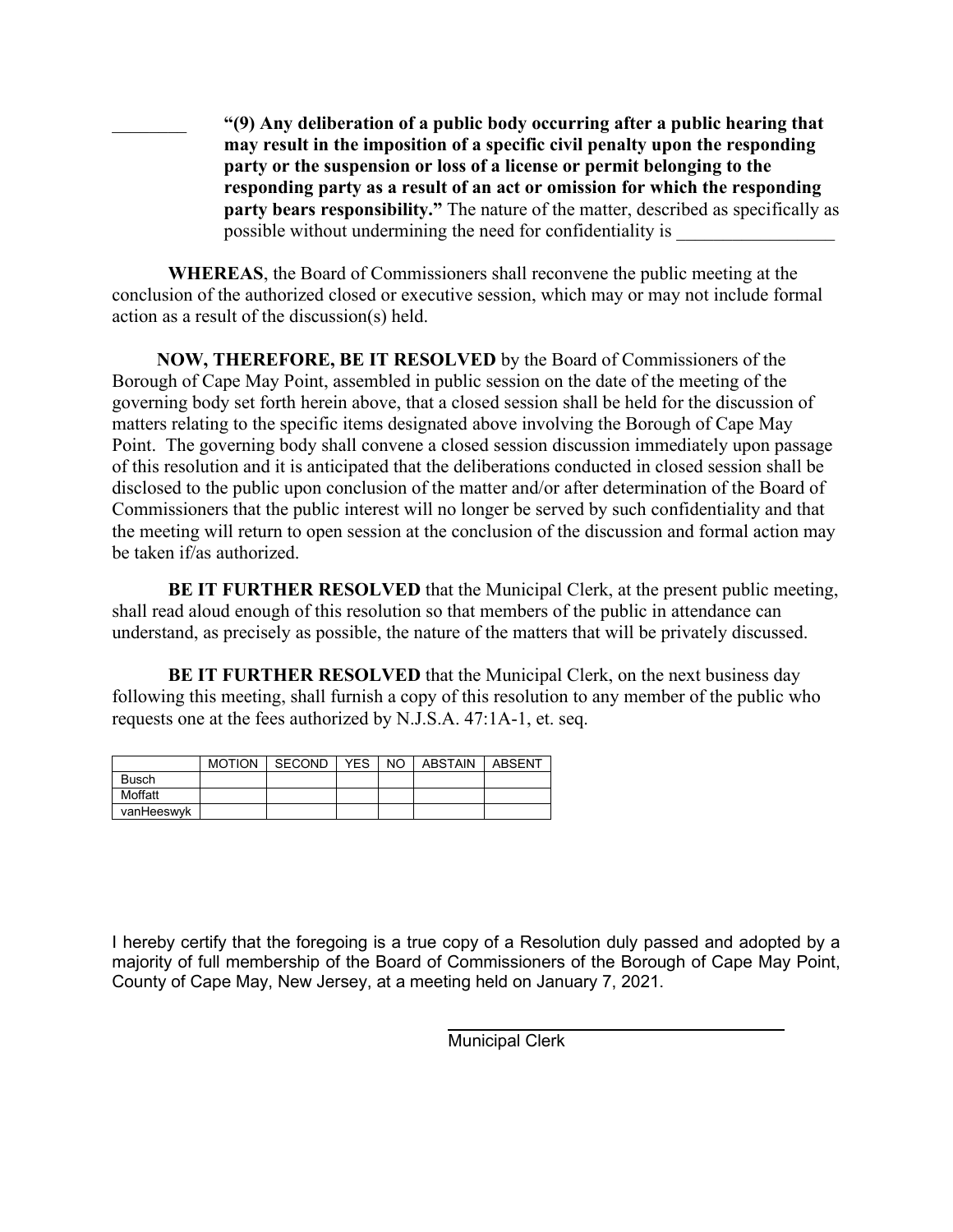________ **"(9) Any deliberation of a public body occurring after a public hearing that may result in the imposition of a specific civil penalty upon the responding party or the suspension or loss of a license or permit belonging to the responding party as a result of an act or omission for which the responding party bears responsibility."** The nature of the matter, described as specifically as possible without undermining the need for confidentiality is _________________

**WHEREAS**, the Board of Commissioners shall reconvene the public meeting at the conclusion of the authorized closed or executive session, which may or may not include formal action as a result of the discussion(s) held.

**NOW, THEREFORE, BE IT RESOLVED** by the Board of Commissioners of the Borough of Cape May Point, assembled in public session on the date of the meeting of the governing body set forth herein above, that a closed session shall be held for the discussion of matters relating to the specific items designated above involving the Borough of Cape May Point. The governing body shall convene a closed session discussion immediately upon passage of this resolution and it is anticipated that the deliberations conducted in closed session shall be disclosed to the public upon conclusion of the matter and/or after determination of the Board of Commissioners that the public interest will no longer be served by such confidentiality and that the meeting will return to open session at the conclusion of the discussion and formal action may be taken if/as authorized.

**BE IT FURTHER RESOLVED** that the Municipal Clerk, at the present public meeting, shall read aloud enough of this resolution so that members of the public in attendance can understand, as precisely as possible, the nature of the matters that will be privately discussed.

**BE IT FURTHER RESOLVED** that the Municipal Clerk, on the next business day following this meeting, shall furnish a copy of this resolution to any member of the public who requests one at the fees authorized by N.J.S.A. 47:1A-1, et. seq.

| | MOTION | SECOND | YES | NO | ABSTAIN | ABSENT |
|---|---|---|---|---|---|---|
| Busch | | | | | | |
| Moffatt | | | | | | |
| vanHeeswyk | | | | | | |

I hereby certify that the foregoing is a true copy of a Resolution duly passed and adopted by a majority of full membership of the Board of Commissioners of the Borough of Cape May Point, County of Cape May, New Jersey, at a meeting held on January 7, 2021.

Municipal Clerk